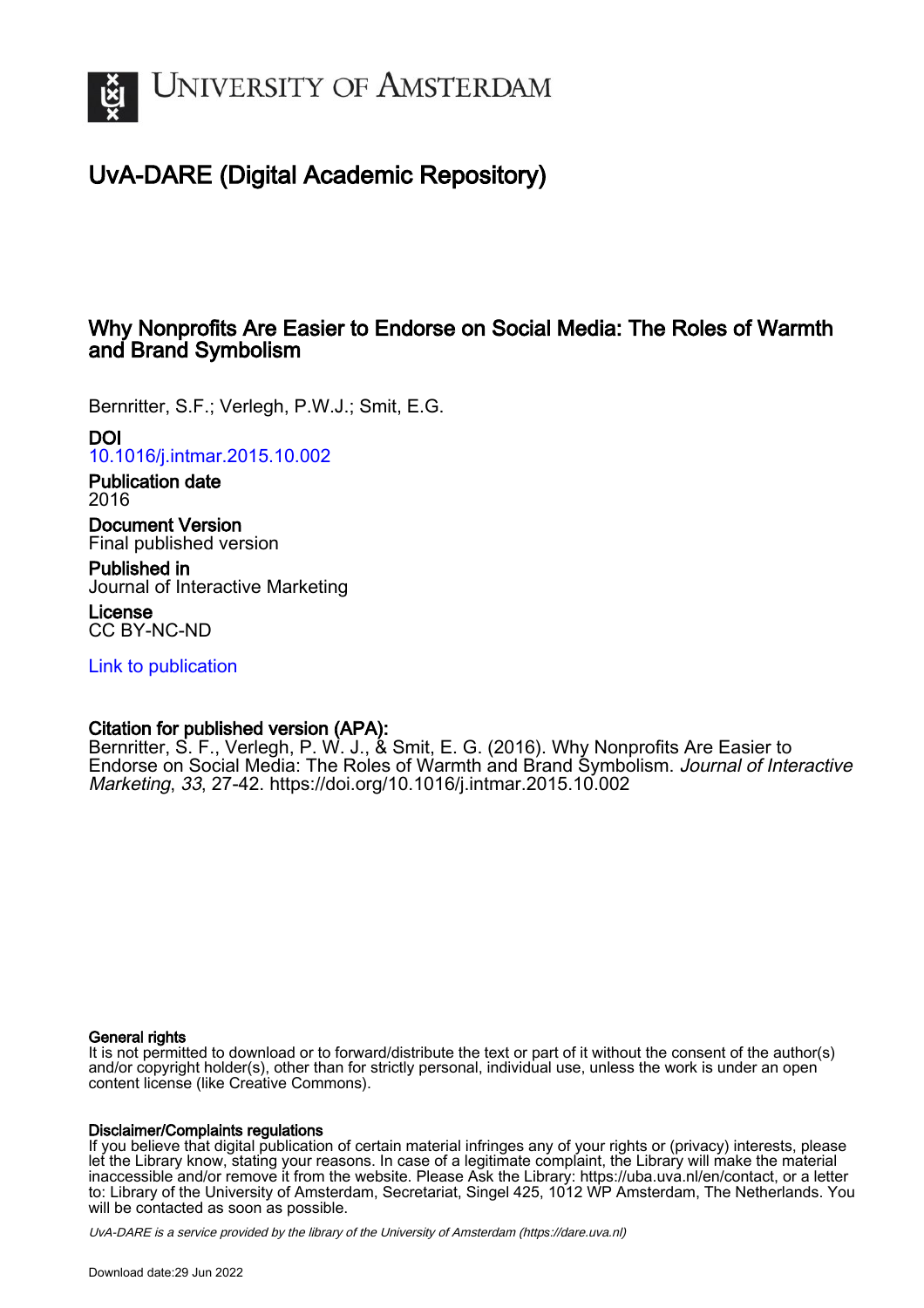# University of Amsterdam

## UvA-DARE (Digital Academic Repository)

### Why Nonprofits Are Easier to Endorse on Social Media: The Roles of Warmth and Brand Symbolism

Bernritter, S.F.; Verlegh, P.W.J.; Smit, E.G.

**DOI**
10.1016/j.intmar.2015.10.002

**Publication date**
2016

**Document Version**
Final published version

**Published in**
Journal of Interactive Marketing

**License**
CC BY-NC-ND

Link to publication

**Citation for published version (APA):**
Bernritter, S. F., Verlegh, P. W. J., & Smit, E. G. (2016). Why Nonprofits Are Easier to Endorse on Social Media: The Roles of Warmth and Brand Symbolism. *Journal of Interactive Marketing*, *33*, 27-42. https://doi.org/10.1016/j.intmar.2015.10.002

**General rights**
It is not permitted to download or to forward/distribute the text or part of it without the consent of the author(s) and/or copyright holder(s), other than for strictly personal, individual use, unless the work is under an open content license (like Creative Commons).

**Disclaimer/Complaints regulations**
If you believe that digital publication of certain material infringes any of your rights or (privacy) interests, please let the Library know, stating your reasons. In case of a legitimate complaint, the Library will make the material inaccessible and/or remove it from the website. Please Ask the Library: https://uba.uva.nl/en/contact, or a letter to: Library of the University of Amsterdam, Secretariat, Singel 425, 1012 WP Amsterdam, The Netherlands. You will be contacted as soon as possible.

*UvA-DARE is a service provided by the library of the University of Amsterdam (https://dare.uva.nl)*

Download date:29 Jun 2022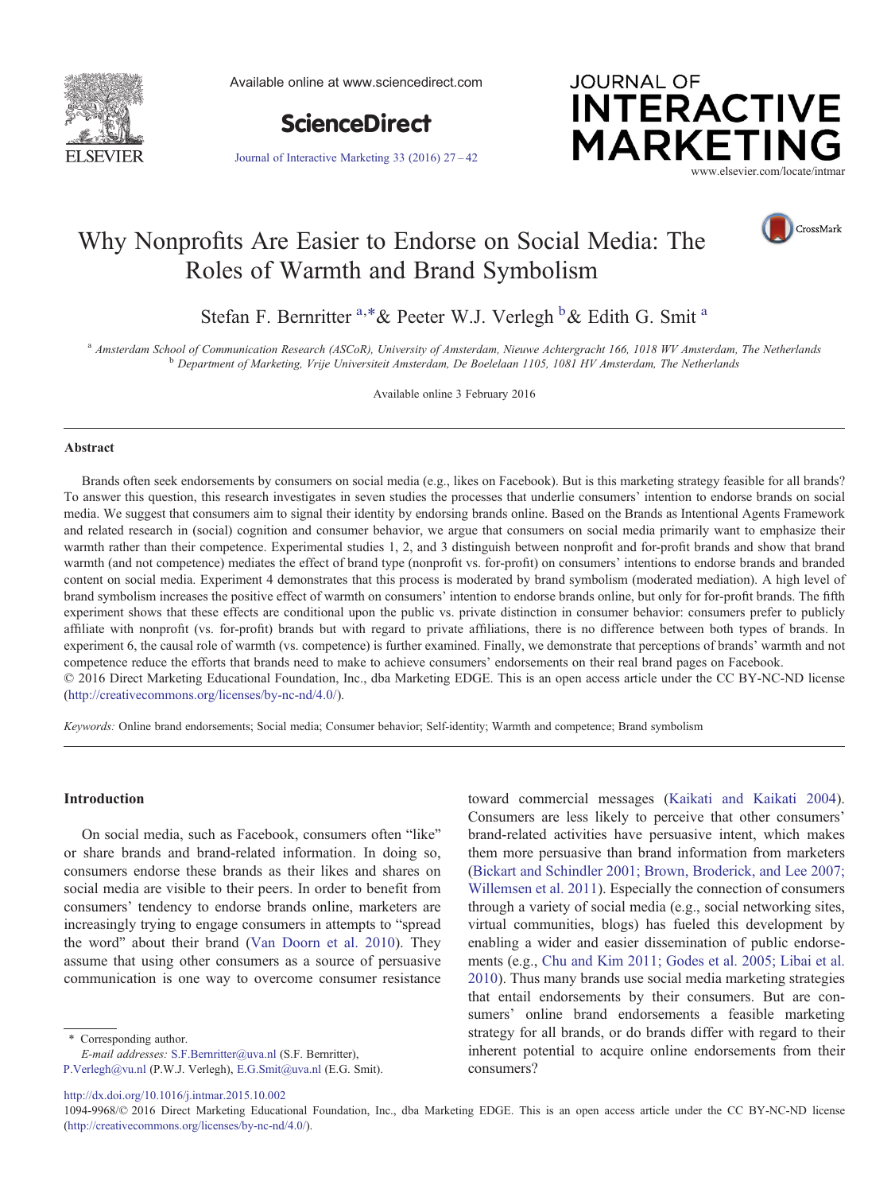# Why Nonprofits Are Easier to Endorse on Social Media: The Roles of Warmth and Brand Symbolism

Stefan F. Bernritter [a,*] & Peeter W.J. Verlegh [b] & Edith G. Smit [a]

[a] *Amsterdam School of Communication Research (ASCoR), University of Amsterdam, Nieuwe Achtergracht 166, 1018 WV Amsterdam, The Netherlands*
[b] *Department of Marketing, Vrije Universiteit Amsterdam, De Boelelaan 1105, 1081 HV Amsterdam, The Netherlands*

Available online 3 February 2016

## Abstract

Brands often seek endorsements by consumers on social media (e.g., likes on Facebook). But is this marketing strategy feasible for all brands? To answer this question, this research investigates in seven studies the processes that underlie consumers' intention to endorse brands on social media. We suggest that consumers aim to signal their identity by endorsing brands online. Based on the Brands as Intentional Agents Framework and related research in (social) cognition and consumer behavior, we argue that consumers on social media primarily want to emphasize their warmth rather than their competence. Experimental studies 1, 2, and 3 distinguish between nonprofit and for-profit brands and show that brand warmth (and not competence) mediates the effect of brand type (nonprofit vs. for-profit) on consumers' intentions to endorse brands and branded content on social media. Experiment 4 demonstrates that this process is moderated by brand symbolism (moderated mediation). A high level of brand symbolism increases the positive effect of warmth on consumers' intention to endorse brands online, but only for for-profit brands. The fifth experiment shows that these effects are conditional upon the public vs. private distinction in consumer behavior: consumers prefer to publicly affiliate with nonprofit (vs. for-profit) brands but with regard to private affiliations, there is no difference between both types of brands. In experiment 6, the causal role of warmth (vs. competence) is further examined. Finally, we demonstrate that perceptions of brands' warmth and not competence reduce the efforts that brands need to make to achieve consumers' endorsements on their real brand pages on Facebook.

© 2016 Direct Marketing Educational Foundation, Inc., dba Marketing EDGE. This is an open access article under the CC BY-NC-ND license (http://creativecommons.org/licenses/by-nc-nd/4.0/).

*Keywords:* Online brand endorsements; Social media; Consumer behavior; Self-identity; Warmth and competence; Brand symbolism

## Introduction

On social media, such as Facebook, consumers often "like" or share brands and brand-related information. In doing so, consumers endorse these brands as their likes and shares on social media are visible to their peers. In order to benefit from consumers' tendency to endorse brands online, marketers are increasingly trying to engage consumers in attempts to "spread the word" about their brand (Van Doorn et al. 2010). They assume that using other consumers as a source of persuasive communication is one way to overcome consumer resistance toward commercial messages (Kaikati and Kaikati 2004). Consumers are less likely to perceive that other consumers' brand-related activities have persuasive intent, which makes them more persuasive than brand information from marketers (Bickart and Schindler 2001; Brown, Broderick, and Lee 2007; Willemsen et al. 2011). Especially the connection of consumers through a variety of social media (e.g., social networking sites, virtual communities, blogs) has fueled this development by enabling a wider and easier dissemination of public endorsements (e.g., Chu and Kim 2011; Godes et al. 2005; Libai et al. 2010). Thus many brands use social media marketing strategies that entail endorsements by their consumers. But are consumers' online brand endorsements a feasible marketing strategy for all brands, or do brands differ with regard to their inherent potential to acquire online endorsements from their consumers?

\* Corresponding author.
*E-mail addresses:* S.F.Bernritter@uva.nl (S.F. Bernritter), P.Verlegh@vu.nl (P.W.J. Verlegh), E.G.Smit@uva.nl (E.G. Smit).

http://dx.doi.org/10.1016/j.intmar.2015.10.002
1094-9968/© 2016 Direct Marketing Educational Foundation, Inc., dba Marketing EDGE. This is an open access article under the CC BY-NC-ND license (http://creativecommons.org/licenses/by-nc-nd/4.0/).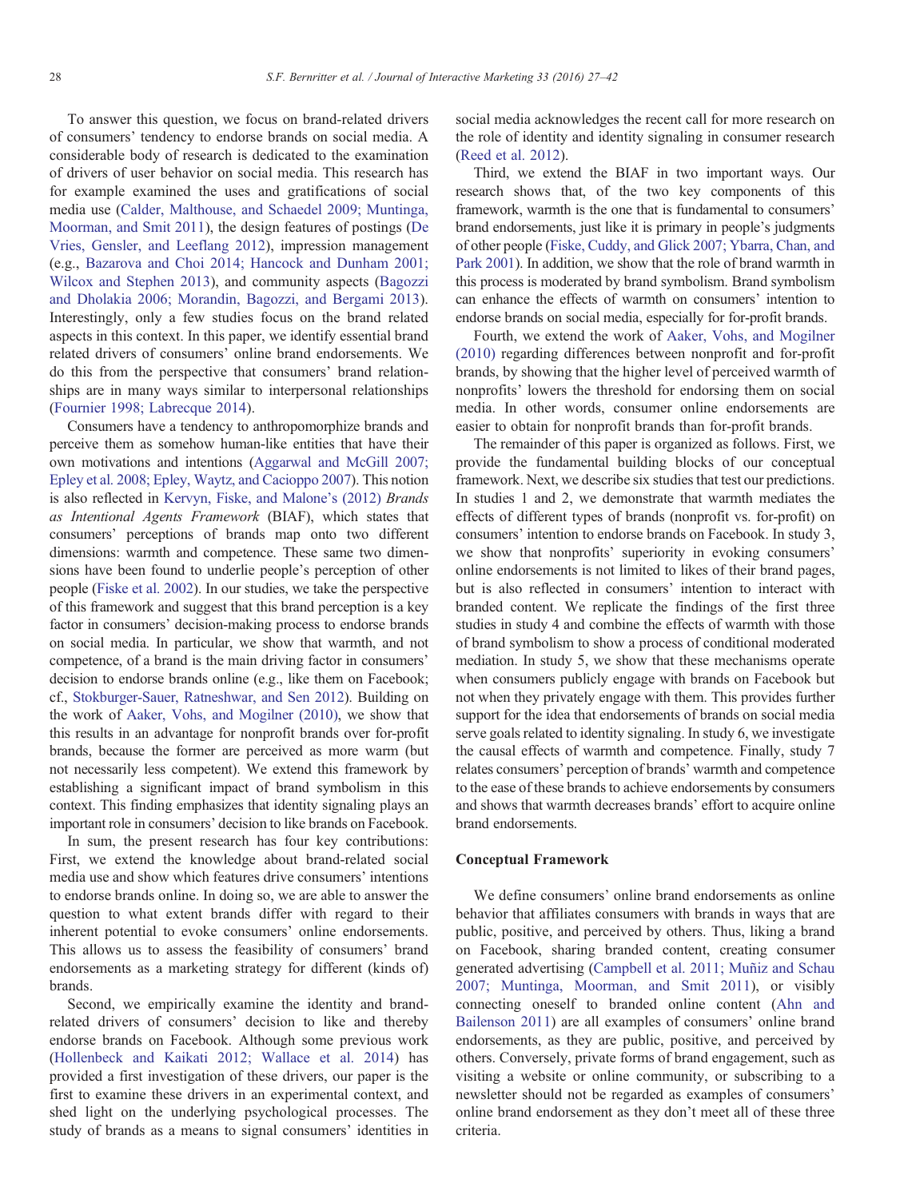To answer this question, we focus on brand-related drivers of consumers' tendency to endorse brands on social media. A considerable body of research is dedicated to the examination of drivers of user behavior on social media. This research has for example examined the uses and gratifications of social media use (Calder, Malthouse, and Schaedel 2009; Muntinga, Moorman, and Smit 2011), the design features of postings (De Vries, Gensler, and Leeflang 2012), impression management (e.g., Bazarova and Choi 2014; Hancock and Dunham 2001; Wilcox and Stephen 2013), and community aspects (Bagozzi and Dholakia 2006; Morandin, Bagozzi, and Bergami 2013). Interestingly, only a few studies focus on the brand related aspects in this context. In this paper, we identify essential brand related drivers of consumers' online brand endorsements. We do this from the perspective that consumers' brand relationships are in many ways similar to interpersonal relationships (Fournier 1998; Labrecque 2014).

Consumers have a tendency to anthropomorphize brands and perceive them as somehow human-like entities that have their own motivations and intentions (Aggarwal and McGill 2007; Epley et al. 2008; Epley, Waytz, and Cacioppo 2007). This notion is also reflected in Kervyn, Fiske, and Malone's (2012) *Brands as Intentional Agents Framework* (BIAF), which states that consumers' perceptions of brands map onto two different dimensions: warmth and competence. These same two dimensions have been found to underlie people's perception of other people (Fiske et al. 2002). In our studies, we take the perspective of this framework and suggest that this brand perception is a key factor in consumers' decision-making process to endorse brands on social media. In particular, we show that warmth, and not competence, of a brand is the main driving factor in consumers' decision to endorse brands online (e.g., like them on Facebook; cf., Stokburger-Sauer, Ratneshwar, and Sen 2012). Building on the work of Aaker, Vohs, and Mogilner (2010), we show that this results in an advantage for nonprofit brands over for-profit brands, because the former are perceived as more warm (but not necessarily less competent). We extend this framework by establishing a significant impact of brand symbolism in this context. This finding emphasizes that identity signaling plays an important role in consumers' decision to like brands on Facebook.

In sum, the present research has four key contributions: First, we extend the knowledge about brand-related social media use and show which features drive consumers' intentions to endorse brands online. In doing so, we are able to answer the question to what extent brands differ with regard to their inherent potential to evoke consumers' online endorsements. This allows us to assess the feasibility of consumers' brand endorsements as a marketing strategy for different (kinds of) brands.

Second, we empirically examine the identity and brand-related drivers of consumers' decision to like and thereby endorse brands on Facebook. Although some previous work (Hollenbeck and Kaikati 2012; Wallace et al. 2014) has provided a first investigation of these drivers, our paper is the first to examine these drivers in an experimental context, and shed light on the underlying psychological processes. The study of brands as a means to signal consumers' identities in social media acknowledges the recent call for more research on the role of identity and identity signaling in consumer research (Reed et al. 2012).

Third, we extend the BIAF in two important ways. Our research shows that, of the two key components of this framework, warmth is the one that is fundamental to consumers' brand endorsements, just like it is primary in people's judgments of other people (Fiske, Cuddy, and Glick 2007; Ybarra, Chan, and Park 2001). In addition, we show that the role of brand warmth in this process is moderated by brand symbolism. Brand symbolism can enhance the effects of warmth on consumers' intention to endorse brands on social media, especially for for-profit brands.

Fourth, we extend the work of Aaker, Vohs, and Mogilner (2010) regarding differences between nonprofit and for-profit brands, by showing that the higher level of perceived warmth of nonprofits' lowers the threshold for endorsing them on social media. In other words, consumer online endorsements are easier to obtain for nonprofit brands than for-profit brands.

The remainder of this paper is organized as follows. First, we provide the fundamental building blocks of our conceptual framework. Next, we describe six studies that test our predictions. In studies 1 and 2, we demonstrate that warmth mediates the effects of different types of brands (nonprofit vs. for-profit) on consumers' intention to endorse brands on Facebook. In study 3, we show that nonprofits' superiority in evoking consumers' online endorsements is not limited to likes of their brand pages, but is also reflected in consumers' intention to interact with branded content. We replicate the findings of the first three studies in study 4 and combine the effects of warmth with those of brand symbolism to show a process of conditional moderated mediation. In study 5, we show that these mechanisms operate when consumers publicly engage with brands on Facebook but not when they privately engage with them. This provides further support for the idea that endorsements of brands on social media serve goals related to identity signaling. In study 6, we investigate the causal effects of warmth and competence. Finally, study 7 relates consumers' perception of brands' warmth and competence to the ease of these brands to achieve endorsements by consumers and shows that warmth decreases brands' effort to acquire online brand endorsements.

## Conceptual Framework

We define consumers' online brand endorsements as online behavior that affiliates consumers with brands in ways that are public, positive, and perceived by others. Thus, liking a brand on Facebook, sharing branded content, creating consumer generated advertising (Campbell et al. 2011; Muñiz and Schau 2007; Muntinga, Moorman, and Smit 2011), or visibly connecting oneself to branded online content (Ahn and Bailenson 2011) are all examples of consumers' online brand endorsements, as they are public, positive, and perceived by others. Conversely, private forms of brand engagement, such as visiting a website or online community, or subscribing to a newsletter should not be regarded as examples of consumers' online brand endorsement as they don't meet all of these three criteria.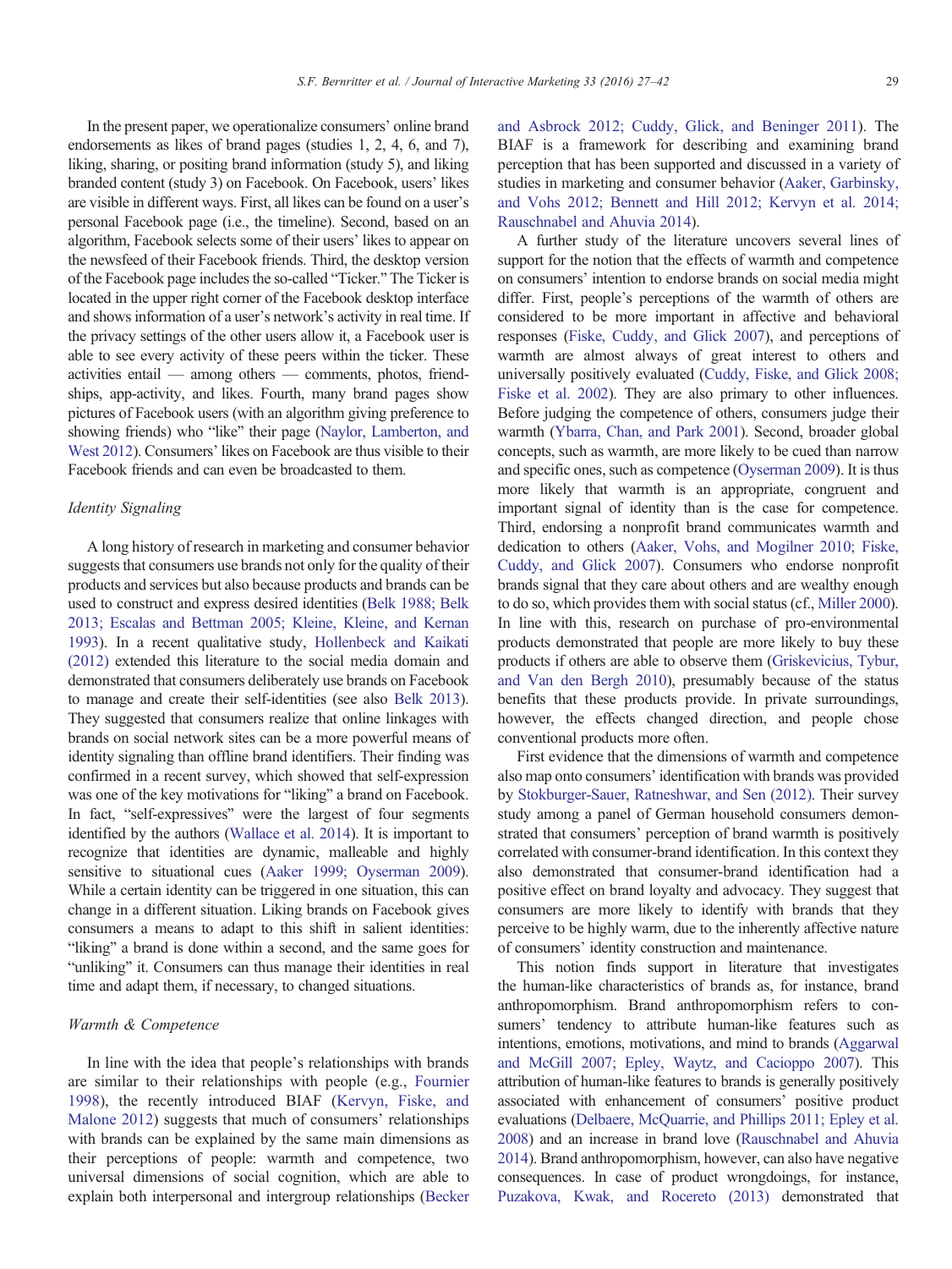In the present paper, we operationalize consumers' online brand endorsements as likes of brand pages (studies 1, 2, 4, 6, and 7), liking, sharing, or positing brand information (study 5), and liking branded content (study 3) on Facebook. On Facebook, users' likes are visible in different ways. First, all likes can be found on a user's personal Facebook page (i.e., the timeline). Second, based on an algorithm, Facebook selects some of their users' likes to appear on the newsfeed of their Facebook friends. Third, the desktop version of the Facebook page includes the so-called "Ticker." The Ticker is located in the upper right corner of the Facebook desktop interface and shows information of a user's network's activity in real time. If the privacy settings of the other users allow it, a Facebook user is able to see every activity of these peers within the ticker. These activities entail — among others — comments, photos, friendships, app-activity, and likes. Fourth, many brand pages show pictures of Facebook users (with an algorithm giving preference to showing friends) who "like" their page (Naylor, Lamberton, and West 2012). Consumers' likes on Facebook are thus visible to their Facebook friends and can even be broadcasted to them.

### Identity Signaling

A long history of research in marketing and consumer behavior suggests that consumers use brands not only for the quality of their products and services but also because products and brands can be used to construct and express desired identities (Belk 1988; Belk 2013; Escalas and Bettman 2005; Kleine, Kleine, and Kernan 1993). In a recent qualitative study, Hollenbeck and Kaikati (2012) extended this literature to the social media domain and demonstrated that consumers deliberately use brands on Facebook to manage and create their self-identities (see also Belk 2013). They suggested that consumers realize that online linkages with brands on social network sites can be a more powerful means of identity signaling than offline brand identifiers. Their finding was confirmed in a recent survey, which showed that self-expression was one of the key motivations for "liking" a brand on Facebook. In fact, "self-expressives" were the largest of four segments identified by the authors (Wallace et al. 2014). It is important to recognize that identities are dynamic, malleable and highly sensitive to situational cues (Aaker 1999; Oyserman 2009). While a certain identity can be triggered in one situation, this can change in a different situation. Liking brands on Facebook gives consumers a means to adapt to this shift in salient identities: "liking" a brand is done within a second, and the same goes for "unliking" it. Consumers can thus manage their identities in real time and adapt them, if necessary, to changed situations.

### Warmth & Competence

In line with the idea that people's relationships with brands are similar to their relationships with people (e.g., Fournier 1998), the recently introduced BIAF (Kervyn, Fiske, and Malone 2012) suggests that much of consumers' relationships with brands can be explained by the same main dimensions as their perceptions of people: warmth and competence, two universal dimensions of social cognition, which are able to explain both interpersonal and intergroup relationships (Becker and Asbrock 2012; Cuddy, Glick, and Beninger 2011). The BIAF is a framework for describing and examining brand perception that has been supported and discussed in a variety of studies in marketing and consumer behavior (Aaker, Garbinsky, and Vohs 2012; Bennett and Hill 2012; Kervyn et al. 2014; Rauschnabel and Ahuvia 2014).

A further study of the literature uncovers several lines of support for the notion that the effects of warmth and competence on consumers' intention to endorse brands on social media might differ. First, people's perceptions of the warmth of others are considered to be more important in affective and behavioral responses (Fiske, Cuddy, and Glick 2007), and perceptions of warmth are almost always of great interest to others and universally positively evaluated (Cuddy, Fiske, and Glick 2008; Fiske et al. 2002). They are also primary to other influences. Before judging the competence of others, consumers judge their warmth (Ybarra, Chan, and Park 2001). Second, broader global concepts, such as warmth, are more likely to be cued than narrow and specific ones, such as competence (Oyserman 2009). It is thus more likely that warmth is an appropriate, congruent and important signal of identity than is the case for competence. Third, endorsing a nonprofit brand communicates warmth and dedication to others (Aaker, Vohs, and Mogilner 2010; Fiske, Cuddy, and Glick 2007). Consumers who endorse nonprofit brands signal that they care about others and are wealthy enough to do so, which provides them with social status (cf., Miller 2000). In line with this, research on purchase of pro-environmental products demonstrated that people are more likely to buy these products if others are able to observe them (Griskevicius, Tybur, and Van den Bergh 2010), presumably because of the status benefits that these products provide. In private surroundings, however, the effects changed direction, and people chose conventional products more often.

First evidence that the dimensions of warmth and competence also map onto consumers' identification with brands was provided by Stokburger-Sauer, Ratneshwar, and Sen (2012). Their survey study among a panel of German household consumers demonstrated that consumers' perception of brand warmth is positively correlated with consumer-brand identification. In this context they also demonstrated that consumer-brand identification had a positive effect on brand loyalty and advocacy. They suggest that consumers are more likely to identify with brands that they perceive to be highly warm, due to the inherently affective nature of consumers' identity construction and maintenance.

This notion finds support in literature that investigates the human-like characteristics of brands as, for instance, brand anthropomorphism. Brand anthropomorphism refers to consumers' tendency to attribute human-like features such as intentions, emotions, motivations, and mind to brands (Aggarwal and McGill 2007; Epley, Waytz, and Cacioppo 2007). This attribution of human-like features to brands is generally positively associated with enhancement of consumers' positive product evaluations (Delbaere, McQuarrie, and Phillips 2011; Epley et al. 2008) and an increase in brand love (Rauschnabel and Ahuvia 2014). Brand anthropomorphism, however, can also have negative consequences. In case of product wrongdoings, for instance, Puzakova, Kwak, and Rocereto (2013) demonstrated that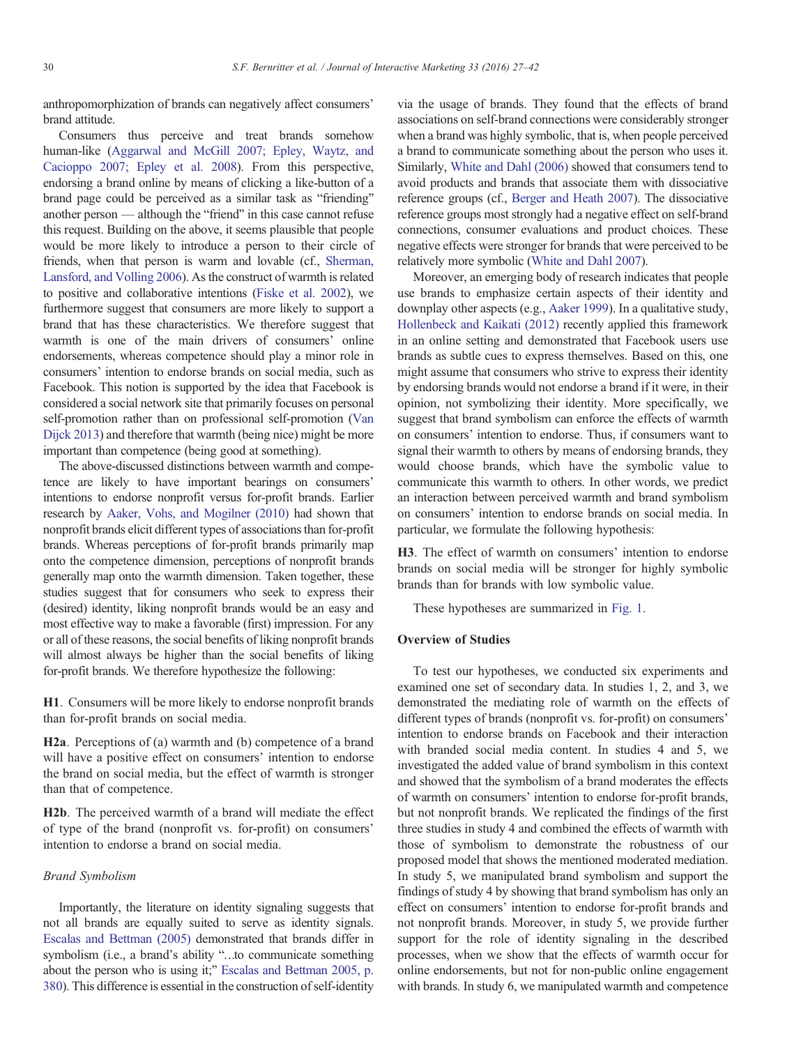anthropomorphization of brands can negatively affect consumers' brand attitude.

Consumers thus perceive and treat brands somehow human-like (Aggarwal and McGill 2007; Epley, Waytz, and Cacioppo 2007; Epley et al. 2008). From this perspective, endorsing a brand online by means of clicking a like-button of a brand page could be perceived as a similar task as "friending" another person — although the "friend" in this case cannot refuse this request. Building on the above, it seems plausible that people would be more likely to introduce a person to their circle of friends, when that person is warm and lovable (cf., Sherman, Lansford, and Volling 2006). As the construct of warmth is related to positive and collaborative intentions (Fiske et al. 2002), we furthermore suggest that consumers are more likely to support a brand that has these characteristics. We therefore suggest that warmth is one of the main drivers of consumers' online endorsements, whereas competence should play a minor role in consumers' intention to endorse brands on social media, such as Facebook. This notion is supported by the idea that Facebook is considered a social network site that primarily focuses on personal self-promotion rather than on professional self-promotion (Van Dijck 2013) and therefore that warmth (being nice) might be more important than competence (being good at something).

The above-discussed distinctions between warmth and competence are likely to have important bearings on consumers' intentions to endorse nonprofit versus for-profit brands. Earlier research by Aaker, Vohs, and Mogilner (2010) had shown that nonprofit brands elicit different types of associations than for-profit brands. Whereas perceptions of for-profit brands primarily map onto the competence dimension, perceptions of nonprofit brands generally map onto the warmth dimension. Taken together, these studies suggest that for consumers who seek to express their (desired) identity, liking nonprofit brands would be an easy and most effective way to make a favorable (first) impression. For any or all of these reasons, the social benefits of liking nonprofit brands will almost always be higher than the social benefits of liking for-profit brands. We therefore hypothesize the following:

**H1**. Consumers will be more likely to endorse nonprofit brands than for-profit brands on social media.

**H2a**. Perceptions of (a) warmth and (b) competence of a brand will have a positive effect on consumers' intention to endorse the brand on social media, but the effect of warmth is stronger than that of competence.

**H2b**. The perceived warmth of a brand will mediate the effect of type of the brand (nonprofit vs. for-profit) on consumers' intention to endorse a brand on social media.

### *Brand Symbolism*

Importantly, the literature on identity signaling suggests that not all brands are equally suited to serve as identity signals. Escalas and Bettman (2005) demonstrated that brands differ in symbolism (i.e., a brand's ability "...to communicate something about the person who is using it;" Escalas and Bettman 2005, p. 380). This difference is essential in the construction of self-identity via the usage of brands. They found that the effects of brand associations on self-brand connections were considerably stronger when a brand was highly symbolic, that is, when people perceived a brand to communicate something about the person who uses it. Similarly, White and Dahl (2006) showed that consumers tend to avoid products and brands that associate them with dissociative reference groups (cf., Berger and Heath 2007). The dissociative reference groups most strongly had a negative effect on self-brand connections, consumer evaluations and product choices. These negative effects were stronger for brands that were perceived to be relatively more symbolic (White and Dahl 2007).

Moreover, an emerging body of research indicates that people use brands to emphasize certain aspects of their identity and downplay other aspects (e.g., Aaker 1999). In a qualitative study, Hollenbeck and Kaikati (2012) recently applied this framework in an online setting and demonstrated that Facebook users use brands as subtle cues to express themselves. Based on this, one might assume that consumers who strive to express their identity by endorsing brands would not endorse a brand if it were, in their opinion, not symbolizing their identity. More specifically, we suggest that brand symbolism can enforce the effects of warmth on consumers' intention to endorse. Thus, if consumers want to signal their warmth to others by means of endorsing brands, they would choose brands, which have the symbolic value to communicate this warmth to others. In other words, we predict an interaction between perceived warmth and brand symbolism on consumers' intention to endorse brands on social media. In particular, we formulate the following hypothesis:

**H3**. The effect of warmth on consumers' intention to endorse brands on social media will be stronger for highly symbolic brands than for brands with low symbolic value.

These hypotheses are summarized in Fig. 1.

## Overview of Studies

To test our hypotheses, we conducted six experiments and examined one set of secondary data. In studies 1, 2, and 3, we demonstrated the mediating role of warmth on the effects of different types of brands (nonprofit vs. for-profit) on consumers' intention to endorse brands on Facebook and their interaction with branded social media content. In studies 4 and 5, we investigated the added value of brand symbolism in this context and showed that the symbolism of a brand moderates the effects of warmth on consumers' intention to endorse for-profit brands, but not nonprofit brands. We replicated the findings of the first three studies in study 4 and combined the effects of warmth with those of symbolism to demonstrate the robustness of our proposed model that shows the mentioned moderated mediation. In study 5, we manipulated brand symbolism and support the findings of study 4 by showing that brand symbolism has only an effect on consumers' intention to endorse for-profit brands and not nonprofit brands. Moreover, in study 5, we provide further support for the role of identity signaling in the described processes, when we show that the effects of warmth occur for online endorsements, but not for non-public online engagement with brands. In study 6, we manipulated warmth and competence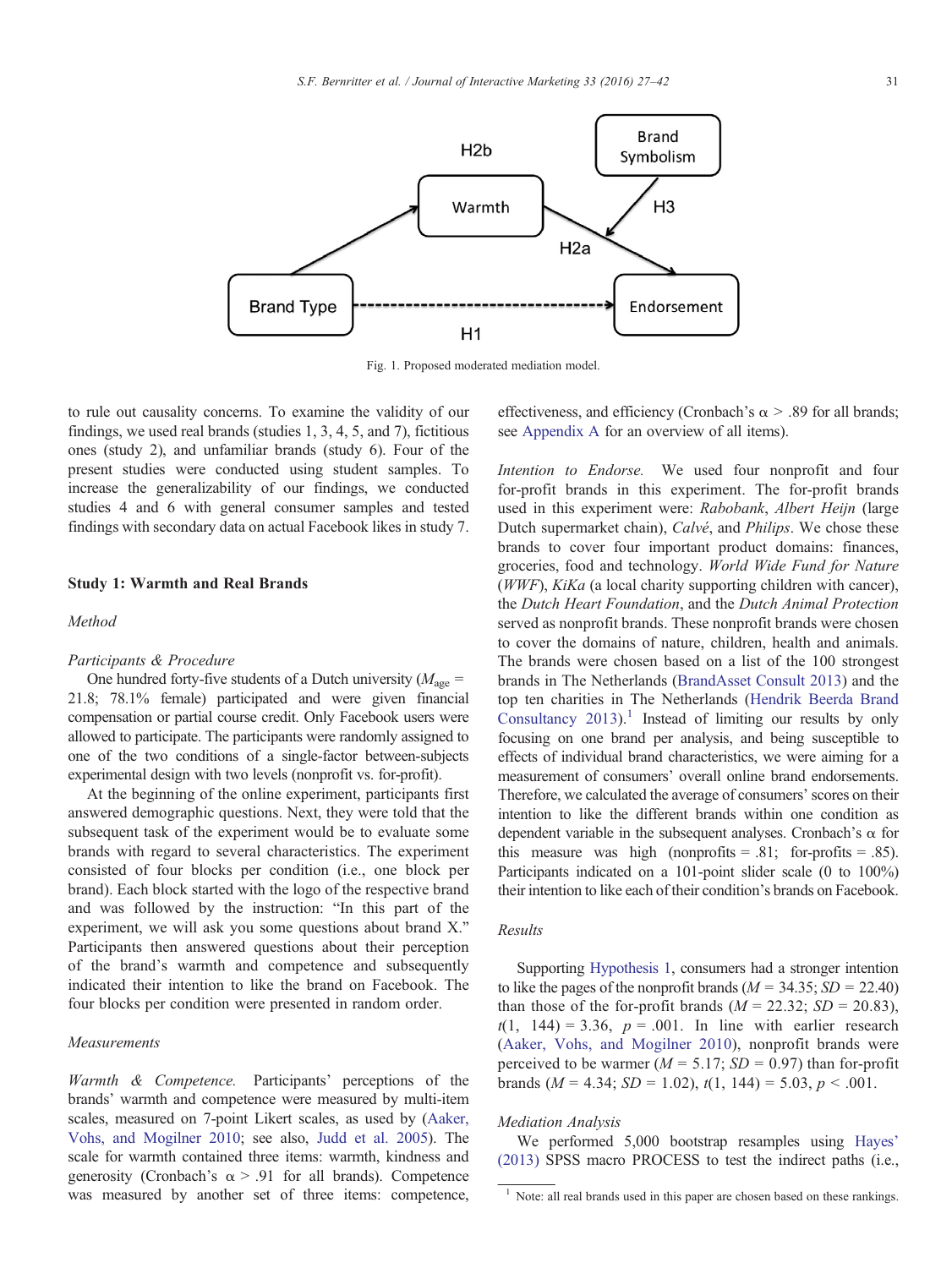Fig. 1. Proposed moderated mediation model.

to rule out causality concerns. To examine the validity of our findings, we used real brands (studies 1, 3, 4, 5, and 7), fictitious ones (study 2), and unfamiliar brands (study 6). Four of the present studies were conducted using student samples. To increase the generalizability of our findings, we conducted studies 4 and 6 with general consumer samples and tested findings with secondary data on actual Facebook likes in study 7.

## Study 1: Warmth and Real Brands

### Method

*Participants & Procedure*

One hundred forty-five students of a Dutch university ($M_{age}$ = 21.8; 78.1% female) participated and were given financial compensation or partial course credit. Only Facebook users were allowed to participate. The participants were randomly assigned to one of the two conditions of a single-factor between-subjects experimental design with two levels (nonprofit vs. for-profit).

At the beginning of the online experiment, participants first answered demographic questions. Next, they were told that the subsequent task of the experiment would be to evaluate some brands with regard to several characteristics. The experiment consisted of four blocks per condition (i.e., one block per brand). Each block started with the logo of the respective brand and was followed by the instruction: "In this part of the experiment, we will ask you some questions about brand X." Participants then answered questions about their perception of the brand's warmth and competence and subsequently indicated their intention to like the brand on Facebook. The four blocks per condition were presented in random order.

*Measurements*

*Warmth & Competence.* Participants' perceptions of the brands' warmth and competence were measured by multi-item scales, measured on 7-point Likert scales, as used by (Aaker, Vohs, and Mogilner 2010; see also, Judd et al. 2005). The scale for warmth contained three items: warmth, kindness and generosity (Cronbach's $\alpha > .91$ for all brands). Competence was measured by another set of three items: competence, effectiveness, and efficiency (Cronbach's $\alpha > .89$ for all brands; see Appendix A for an overview of all items).

*Intention to Endorse.* We used four nonprofit and four for-profit brands in this experiment. The for-profit brands used in this experiment were: *Rabobank*, *Albert Heijn* (large Dutch supermarket chain), *Calvé*, and *Philips*. We chose these brands to cover four important product domains: finances, groceries, food and technology. *World Wide Fund for Nature* (*WWF*), *KiKa* (a local charity supporting children with cancer), the *Dutch Heart Foundation*, and the *Dutch Animal Protection* served as nonprofit brands. These nonprofit brands were chosen to cover the domains of nature, children, health and animals. The brands were chosen based on a list of the 100 strongest brands in The Netherlands (BrandAsset Consult 2013) and the top ten charities in The Netherlands (Hendrik Beerda Brand Consultancy 2013).[1] Instead of limiting our results by only focusing on one brand per analysis, and being susceptible to effects of individual brand characteristics, we were aiming for a measurement of consumers' overall online brand endorsements. Therefore, we calculated the average of consumers' scores on their intention to like the different brands within one condition as dependent variable in the subsequent analyses. Cronbach's $\alpha$ for this measure was high (nonprofits = .81; for-profits = .85). Participants indicated on a 101-point slider scale (0 to 100%) their intention to like each of their condition's brands on Facebook.

### Results

Supporting Hypothesis 1, consumers had a stronger intention to like the pages of the nonprofit brands ($M$ = 34.35; $SD$ = 22.40) than those of the for-profit brands ($M$ = 22.32; $SD$ = 20.83), $t(1,\ 144) = 3.36$, $p = .001$. In line with earlier research (Aaker, Vohs, and Mogilner 2010), nonprofit brands were perceived to be warmer ($M$ = 5.17; $SD$ = 0.97) than for-profit brands ($M$ = 4.34; $SD$ = 1.02), $t(1,\ 144) = 5.03$, $p < .001$.

*Mediation Analysis*

We performed 5,000 bootstrap resamples using Hayes' (2013) SPSS macro PROCESS to test the indirect paths (i.e.,

[1] Note: all real brands used in this paper are chosen based on these rankings.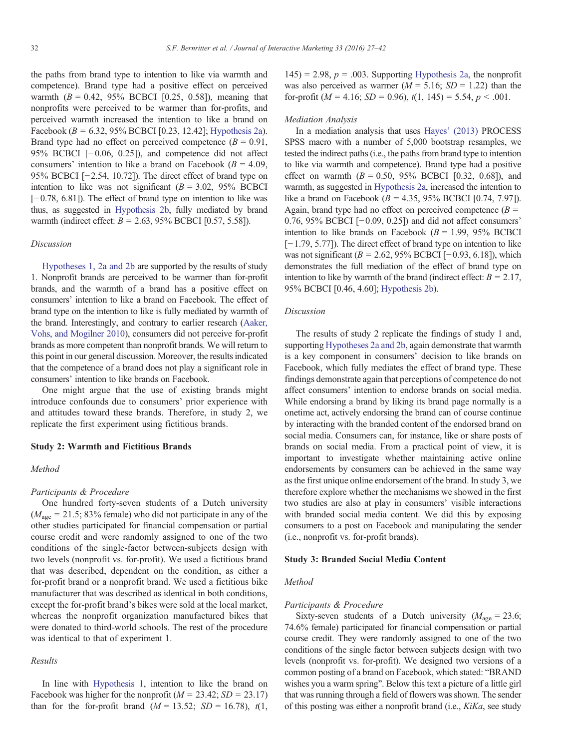the paths from brand type to intention to like via warmth and competence). Brand type had a positive effect on perceived warmth ($B = 0.42$, 95% BCBCI [0.25, 0.58]), meaning that nonprofits were perceived to be warmer than for-profits, and perceived warmth increased the intention to like a brand on Facebook ($B = 6.32$, 95% BCBCI [0.23, 12.42]; Hypothesis 2a). Brand type had no effect on perceived competence ($B = 0.91$, 95% BCBCI [−0.06, 0.25]), and competence did not affect consumers' intention to like a brand on Facebook ($B = 4.09$, 95% BCBCI [−2.54, 10.72]). The direct effect of brand type on intention to like was not significant ($B = 3.02$, 95% BCBCI [−0.78, 6.81]). The effect of brand type on intention to like was thus, as suggested in Hypothesis 2b, fully mediated by brand warmth (indirect effect: $B = 2.63$, 95% BCBCI [0.57, 5.58]).

### Discussion

Hypotheses 1, 2a and 2b are supported by the results of study 1. Nonprofit brands are perceived to be warmer than for-profit brands, and the warmth of a brand has a positive effect on consumers' intention to like a brand on Facebook. The effect of brand type on the intention to like is fully mediated by warmth of the brand. Interestingly, and contrary to earlier research (Aaker, Vohs, and Mogilner 2010), consumers did not perceive for-profit brands as more competent than nonprofit brands. We will return to this point in our general discussion. Moreover, the results indicated that the competence of a brand does not play a significant role in consumers' intention to like brands on Facebook.

One might argue that the use of existing brands might introduce confounds due to consumers' prior experience with and attitudes toward these brands. Therefore, in study 2, we replicate the first experiment using fictitious brands.

## Study 2: Warmth and Fictitious Brands

### Method

#### Participants & Procedure

One hundred forty-seven students of a Dutch university ($M_{age} = 21.5$; 83% female) who did not participate in any of the other studies participated for financial compensation or partial course credit and were randomly assigned to one of the two conditions of the single-factor between-subjects design with two levels (nonprofit vs. for-profit). We used a fictitious brand that was described, dependent on the condition, as either a for-profit brand or a nonprofit brand. We used a fictitious bike manufacturer that was described as identical in both conditions, except the for-profit brand's bikes were sold at the local market, whereas the nonprofit organization manufactured bikes that were donated to third-world schools. The rest of the procedure was identical to that of experiment 1.

### Results

In line with Hypothesis 1, intention to like the brand on Facebook was higher for the nonprofit ($M = 23.42$; $SD = 23.17$) than for the for-profit brand ($M = 13.52$; $SD = 16.78$), $t(1, 145) = 2.98$, $p = .003$. Supporting Hypothesis 2a, the nonprofit was also perceived as warmer ($M = 5.16$; $SD = 1.22$) than the for-profit ($M = 4.16$; $SD = 0.96$), $t(1, 145) = 5.54$, $p < .001$.

### Mediation Analysis

In a mediation analysis that uses Hayes' (2013) PROCESS SPSS macro with a number of 5,000 bootstrap resamples, we tested the indirect paths (i.e., the paths from brand type to intention to like via warmth and competence). Brand type had a positive effect on warmth ($B = 0.50$, 95% BCBCI [0.32, 0.68]), and warmth, as suggested in Hypothesis 2a, increased the intention to like a brand on Facebook ($B = 4.35$, 95% BCBCI [0.74, 7.97]). Again, brand type had no effect on perceived competence ($B = 0.76$, 95% BCBCI [−0.09, 0.25]) and did not affect consumers' intention to like brands on Facebook ($B = 1.99$, 95% BCBCI [−1.79, 5.77]). The direct effect of brand type on intention to like was not significant ($B = 2.62$, 95% BCBCI [−0.93, 6.18]), which demonstrates the full mediation of the effect of brand type on intention to like by warmth of the brand (indirect effect: $B = 2.17$, 95% BCBCI [0.46, 4.60]; Hypothesis 2b).

### Discussion

The results of study 2 replicate the findings of study 1 and, supporting Hypotheses 2a and 2b, again demonstrate that warmth is a key component in consumers' decision to like brands on Facebook, which fully mediates the effect of brand type. These findings demonstrate again that perceptions of competence do not affect consumers' intention to endorse brands on social media. While endorsing a brand by liking its brand page normally is a onetime act, actively endorsing the brand can of course continue by interacting with the branded content of the endorsed brand on social media. Consumers can, for instance, like or share posts of brands on social media. From a practical point of view, it is important to investigate whether maintaining active online endorsements by consumers can be achieved in the same way as the first unique online endorsement of the brand. In study 3, we therefore explore whether the mechanisms we showed in the first two studies are also at play in consumers' visible interactions with branded social media content. We did this by exposing consumers to a post on Facebook and manipulating the sender (i.e., nonprofit vs. for-profit brands).

## Study 3: Branded Social Media Content

### Method

#### Participants & Procedure

Sixty-seven students of a Dutch university ($M_{age} = 23.6$; 74.6% female) participated for financial compensation or partial course credit. They were randomly assigned to one of the two conditions of the single factor between subjects design with two levels (nonprofit vs. for-profit). We designed two versions of a common posting of a brand on Facebook, which stated: "BRAND wishes you a warm spring". Below this text a picture of a little girl that was running through a field of flowers was shown. The sender of this posting was either a nonprofit brand (i.e., *KiKa*, see study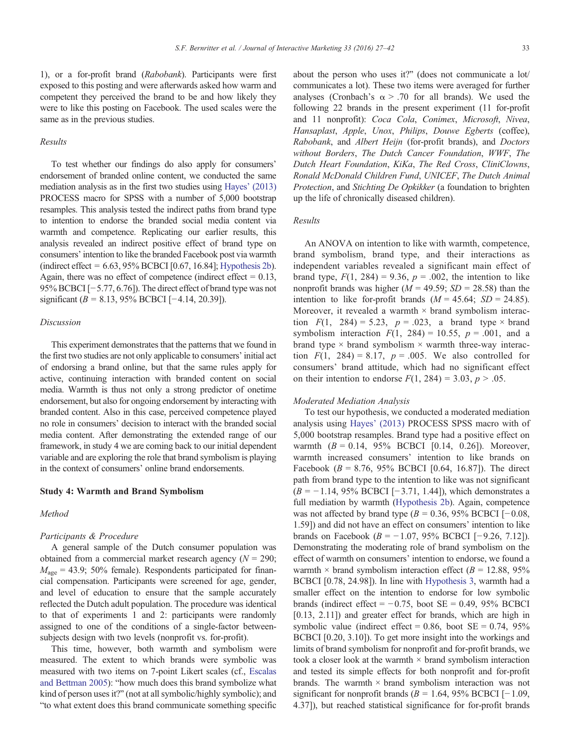1), or a for-profit brand (*Rabobank*). Participants were first exposed to this posting and were afterwards asked how warm and competent they perceived the brand to be and how likely they were to like this posting on Facebook. The used scales were the same as in the previous studies.

### Results

To test whether our findings do also apply for consumers' endorsement of branded online content, we conducted the same mediation analysis as in the first two studies using Hayes' (2013) PROCESS macro for SPSS with a number of 5,000 bootstrap resamples. This analysis tested the indirect paths from brand type to intention to endorse the branded social media content via warmth and competence. Replicating our earlier results, this analysis revealed an indirect positive effect of brand type on consumers' intention to like the branded Facebook post via warmth (indirect effect = 6.63, 95% BCBCI [0.67, 16.84]; Hypothesis 2b). Again, there was no effect of competence (indirect effect = 0.13, 95% BCBCI [−5.77, 6.76]). The direct effect of brand type was not significant ($B$ = 8.13, 95% BCBCI [−4.14, 20.39]).

### Discussion

This experiment demonstrates that the patterns that we found in the first two studies are not only applicable to consumers' initial act of endorsing a brand online, but that the same rules apply for active, continuing interaction with branded content on social media. Warmth is thus not only a strong predictor of onetime endorsement, but also for ongoing endorsement by interacting with branded content. Also in this case, perceived competence played no role in consumers' decision to interact with the branded social media content. After demonstrating the extended range of our framework, in study 4 we are coming back to our initial dependent variable and are exploring the role that brand symbolism is playing in the context of consumers' online brand endorsements.

## Study 4: Warmth and Brand Symbolism

### Method

#### Participants & Procedure

A general sample of the Dutch consumer population was obtained from a commercial market research agency ($N$ = 290; $M_{age}$ = 43.9; 50% female). Respondents participated for financial compensation. Participants were screened for age, gender, and level of education to ensure that the sample accurately reflected the Dutch adult population. The procedure was identical to that of experiments 1 and 2: participants were randomly assigned to one of the conditions of a single-factor between-subjects design with two levels (nonprofit vs. for-profit).

This time, however, both warmth and symbolism were measured. The extent to which brands were symbolic was measured with two items on 7-point Likert scales (cf., Escalas and Bettman 2005): "how much does this brand symbolize what kind of person uses it?" (not at all symbolic/highly symbolic); and "to what extent does this brand communicate something specific about the person who uses it?" (does not communicate a lot/communicates a lot). These two items were averaged for further analyses (Cronbach's $\alpha > .70$ for all brands). We used the following 22 brands in the present experiment (11 for-profit and 11 nonprofit): *Coca Cola*, *Conimex*, *Microsoft*, *Nivea*, *Hansaplast*, *Apple*, *Unox*, *Philips*, *Douwe Egberts* (coffee), *Rabobank*, and *Albert Heijn* (for-profit brands), and *Doctors without Borders*, *The Dutch Cancer Foundation*, *WWF*, *The Dutch Heart Foundation*, *KiKa*, *The Red Cross*, *CliniClowns*, *Ronald McDonald Children Fund*, *UNICEF*, *The Dutch Animal Protection*, and *Stichting De Opkikker* (a foundation to brighten up the life of chronically diseased children).

### Results

An ANOVA on intention to like with warmth, competence, brand symbolism, brand type, and their interactions as independent variables revealed a significant main effect of brand type, $F(1, 284) = 9.36$, $p = .002$, the intention to like nonprofit brands was higher ($M$ = 49.59; $SD$ = 28.58) than the intention to like for-profit brands ($M$ = 45.64; $SD$ = 24.85). Moreover, it revealed a warmth × brand symbolism interaction $F(1, 284) = 5.23$, $p = .023$, a brand type × brand symbolism interaction $F(1, 284) = 10.55$, $p = .001$, and a brand type × brand symbolism × warmth three-way interaction $F(1, 284) = 8.17$, $p = .005$. We also controlled for consumers' brand attitude, which had no significant effect on their intention to endorse $F(1, 284) = 3.03$, $p > .05$.

#### Moderated Mediation Analysis

To test our hypothesis, we conducted a moderated mediation analysis using Hayes' (2013) PROCESS SPSS macro with of 5,000 bootstrap resamples. Brand type had a positive effect on warmth ($B$ = 0.14, 95% BCBCI [0.14, 0.26]). Moreover, warmth increased consumers' intention to like brands on Facebook ($B$ = 8.76, 95% BCBCI [0.64, 16.87]). The direct path from brand type to the intention to like was not significant ($B$ = −1.14, 95% BCBCI [−3.71, 1.44]), which demonstrates a full mediation by warmth (Hypothesis 2b). Again, competence was not affected by brand type ($B$ = 0.36, 95% BCBCI [−0.08, 1.59]) and did not have an effect on consumers' intention to like brands on Facebook ($B$ = −1.07, 95% BCBCI [−9.26, 7.12]). Demonstrating the moderating role of brand symbolism on the effect of warmth on consumers' intention to endorse, we found a warmth × brand symbolism interaction effect ($B$ = 12.88, 95% BCBCI [0.78, 24.98]). In line with Hypothesis 3, warmth had a smaller effect on the intention to endorse for low symbolic brands (indirect effect = −0.75, boot SE = 0.49, 95% BCBCI [0.13, 2.11]) and greater effect for brands, which are high in symbolic value (indirect effect = 0.86, boot SE = 0.74, 95% BCBCI [0.20, 3.10]). To get more insight into the workings and limits of brand symbolism for nonprofit and for-profit brands, we took a closer look at the warmth × brand symbolism interaction and tested its simple effects for both nonprofit and for-profit brands. The warmth × brand symbolism interaction was not significant for nonprofit brands ($B$ = 1.64, 95% BCBCI [−1.09, 4.37]), but reached statistical significance for for-profit brands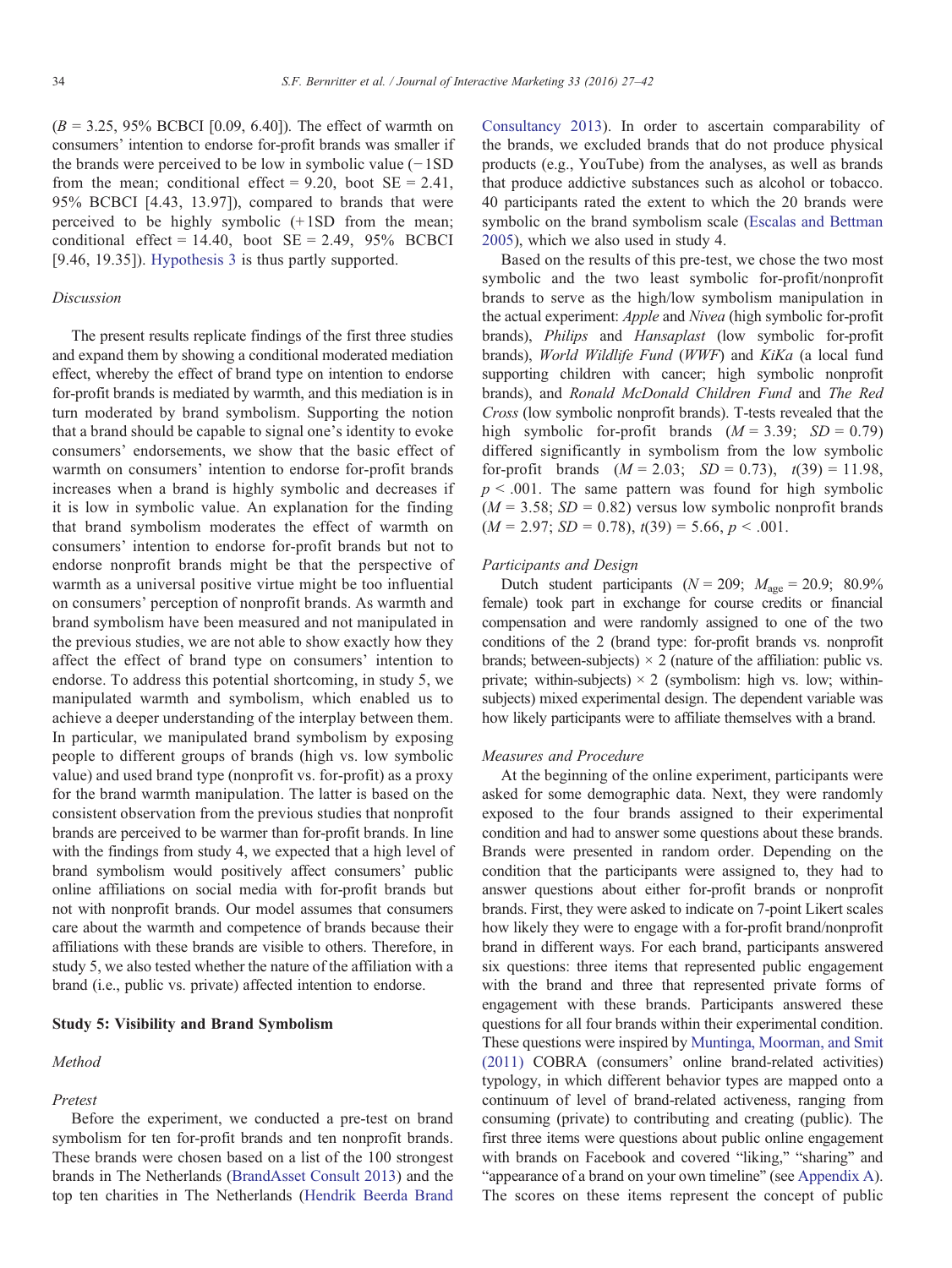($B$ = 3.25, 95% BCBCI [0.09, 6.40]). The effect of warmth on consumers' intention to endorse for-profit brands was smaller if the brands were perceived to be low in symbolic value (−1SD from the mean; conditional effect = 9.20, boot SE = 2.41, 95% BCBCI [4.43, 13.97]), compared to brands that were perceived to be highly symbolic (+1SD from the mean; conditional effect = 14.40, boot SE = 2.49, 95% BCBCI [9.46, 19.35]). Hypothesis 3 is thus partly supported.

*Discussion*

The present results replicate findings of the first three studies and expand them by showing a conditional moderated mediation effect, whereby the effect of brand type on intention to endorse for-profit brands is mediated by warmth, and this mediation is in turn moderated by brand symbolism. Supporting the notion that a brand should be capable to signal one's identity to evoke consumers' endorsements, we show that the basic effect of warmth on consumers' intention to endorse for-profit brands increases when a brand is highly symbolic and decreases if it is low in symbolic value. An explanation for the finding that brand symbolism moderates the effect of warmth on consumers' intention to endorse for-profit brands but not to endorse nonprofit brands might be that the perspective of warmth as a universal positive virtue might be too influential on consumers' perception of nonprofit brands. As warmth and brand symbolism have been measured and not manipulated in the previous studies, we are not able to show exactly how they affect the effect of brand type on consumers' intention to endorse. To address this potential shortcoming, in study 5, we manipulated warmth and symbolism, which enabled us to achieve a deeper understanding of the interplay between them. In particular, we manipulated brand symbolism by exposing people to different groups of brands (high vs. low symbolic value) and used brand type (nonprofit vs. for-profit) as a proxy for the brand warmth manipulation. The latter is based on the consistent observation from the previous studies that nonprofit brands are perceived to be warmer than for-profit brands. In line with the findings from study 4, we expected that a high level of brand symbolism would positively affect consumers' public online affiliations on social media with for-profit brands but not with nonprofit brands. Our model assumes that consumers care about the warmth and competence of brands because their affiliations with these brands are visible to others. Therefore, in study 5, we also tested whether the nature of the affiliation with a brand (i.e., public vs. private) affected intention to endorse.

## Study 5: Visibility and Brand Symbolism

*Method*

*Pretest*

Before the experiment, we conducted a pre-test on brand symbolism for ten for-profit brands and ten nonprofit brands. These brands were chosen based on a list of the 100 strongest brands in The Netherlands (BrandAsset Consult 2013) and the top ten charities in The Netherlands (Hendrik Beerda Brand Consultancy 2013). In order to ascertain comparability of the brands, we excluded brands that do not produce physical products (e.g., YouTube) from the analyses, as well as brands that produce addictive substances such as alcohol or tobacco. 40 participants rated the extent to which the 20 brands were symbolic on the brand symbolism scale (Escalas and Bettman 2005), which we also used in study 4.

Based on the results of this pre-test, we chose the two most symbolic and the two least symbolic for-profit/nonprofit brands to serve as the high/low symbolism manipulation in the actual experiment: *Apple* and *Nivea* (high symbolic for-profit brands), *Philips* and *Hansaplast* (low symbolic for-profit brands), *World Wildlife Fund* (*WWF*) and *KiKa* (a local fund supporting children with cancer; high symbolic nonprofit brands), and *Ronald McDonald Children Fund* and *The Red Cross* (low symbolic nonprofit brands). T-tests revealed that the high symbolic for-profit brands ($M$ = 3.39; $SD$ = 0.79) differed significantly in symbolism from the low symbolic for-profit brands ($M$ = 2.03; $SD$ = 0.73), $t(39)$ = 11.98, $p$ < .001. The same pattern was found for high symbolic ($M$ = 3.58; $SD$ = 0.82) versus low symbolic nonprofit brands ($M$ = 2.97; $SD$ = 0.78), $t(39)$ = 5.66, $p$ < .001.

*Participants and Design*

Dutch student participants ($N$ = 209; $M_{age}$ = 20.9; 80.9% female) took part in exchange for course credits or financial compensation and were randomly assigned to one of the two conditions of the 2 (brand type: for-profit brands vs. nonprofit brands; between-subjects) × 2 (nature of the affiliation: public vs. private; within-subjects) × 2 (symbolism: high vs. low; within-subjects) mixed experimental design. The dependent variable was how likely participants were to affiliate themselves with a brand.

*Measures and Procedure*

At the beginning of the online experiment, participants were asked for some demographic data. Next, they were randomly exposed to the four brands assigned to their experimental condition and had to answer some questions about these brands. Brands were presented in random order. Depending on the condition that the participants were assigned to, they had to answer questions about either for-profit brands or nonprofit brands. First, they were asked to indicate on 7-point Likert scales how likely they were to engage with a for-profit brand/nonprofit brand in different ways. For each brand, participants answered six questions: three items that represented public engagement with the brand and three that represented private forms of engagement with these brands. Participants answered these questions for all four brands within their experimental condition. These questions were inspired by Muntinga, Moorman, and Smit (2011) COBRA (consumers' online brand-related activities) typology, in which different behavior types are mapped onto a continuum of level of brand-related activeness, ranging from consuming (private) to contributing and creating (public). The first three items were questions about public online engagement with brands on Facebook and covered "liking," "sharing" and "appearance of a brand on your own timeline" (see Appendix A). The scores on these items represent the concept of public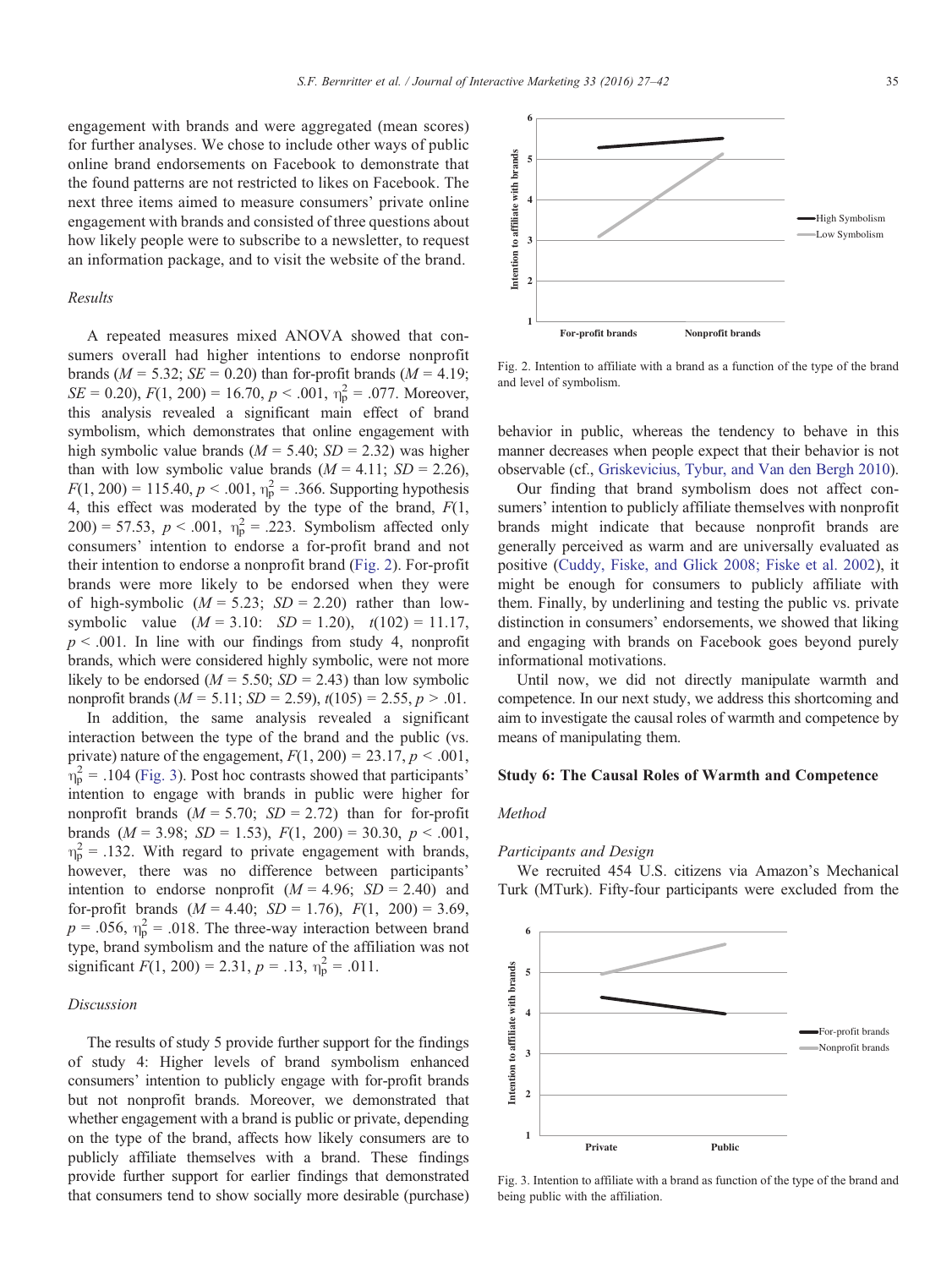engagement with brands and were aggregated (mean scores) for further analyses. We chose to include other ways of public online brand endorsements on Facebook to demonstrate that the found patterns are not restricted to likes on Facebook. The next three items aimed to measure consumers' private online engagement with brands and consisted of three questions about how likely people were to subscribe to a newsletter, to request an information package, and to visit the website of the brand.

### Results

A repeated measures mixed ANOVA showed that consumers overall had higher intentions to endorse nonprofit brands ($M$ = 5.32; $SE$ = 0.20) than for-profit brands ($M$ = 4.19; $SE$ = 0.20), $F(1, 200) = 16.70$, $p < .001$, $\eta_p^2 = .077$. Moreover, this analysis revealed a significant main effect of brand symbolism, which demonstrates that online engagement with high symbolic value brands ($M$ = 5.40; $SD$ = 2.32) was higher than with low symbolic value brands ($M$ = 4.11; $SD$ = 2.26), $F(1, 200) = 115.40$, $p < .001$, $\eta_p^2 = .366$. Supporting hypothesis 4, this effect was moderated by the type of the brand, $F(1, 200) = 57.53$, $p < .001$, $\eta_p^2 = .223$. Symbolism affected only consumers' intention to endorse a for-profit brand and not their intention to endorse a nonprofit brand (Fig. 2). For-profit brands were more likely to be endorsed when they were of high-symbolic ($M$ = 5.23; $SD$ = 2.20) rather than low-symbolic value ($M$ = 3.10: $SD$ = 1.20), $t(102) = 11.17$, $p < .001$. In line with our findings from study 4, nonprofit brands, which were considered highly symbolic, were not more likely to be endorsed ($M$ = 5.50; $SD$ = 2.43) than low symbolic nonprofit brands ($M$ = 5.11; $SD$ = 2.59), $t(105) = 2.55$, $p > .01$.

In addition, the same analysis revealed a significant interaction between the type of the brand and the public (vs. private) nature of the engagement, $F(1, 200) = 23.17$, $p < .001$, $\eta_p^2 = .104$ (Fig. 3). Post hoc contrasts showed that participants' intention to engage with brands in public were higher for nonprofit brands ($M$ = 5.70; $SD$ = 2.72) than for for-profit brands ($M$ = 3.98; $SD$ = 1.53), $F(1, 200) = 30.30$, $p < .001$, $\eta_p^2 = .132$. With regard to private engagement with brands, however, there was no difference between participants' intention to endorse nonprofit ($M$ = 4.96; $SD$ = 2.40) and for-profit brands ($M$ = 4.40; $SD$ = 1.76), $F(1, 200) = 3.69$, $p = .056$, $\eta_p^2 = .018$. The three-way interaction between brand type, brand symbolism and the nature of the affiliation was not significant $F(1, 200) = 2.31$, $p = .13$, $\eta_p^2 = .011$.

### Discussion

The results of study 5 provide further support for the findings of study 4: Higher levels of brand symbolism enhanced consumers' intention to publicly engage with for-profit brands but not nonprofit brands. Moreover, we demonstrated that whether engagement with a brand is public or private, depending on the type of the brand, affects how likely consumers are to publicly affiliate themselves with a brand. These findings provide further support for earlier findings that demonstrated that consumers tend to show socially more desirable (purchase) behavior in public, whereas the tendency to behave in this manner decreases when people expect that their behavior is not observable (cf., Griskevicius, Tybur, and Van den Bergh 2010).

Our finding that brand symbolism does not affect consumers' intention to publicly affiliate themselves with nonprofit brands might indicate that because nonprofit brands are generally perceived as warm and are universally evaluated as positive (Cuddy, Fiske, and Glick 2008; Fiske et al. 2002), it might be enough for consumers to publicly affiliate with them. Finally, by underlining and testing the public vs. private distinction in consumers' endorsements, we showed that liking and engaging with brands on Facebook goes beyond purely informational motivations.

Until now, we did not directly manipulate warmth and competence. In our next study, we address this shortcoming and aim to investigate the causal roles of warmth and competence by means of manipulating them.

Fig. 2. Intention to affiliate with a brand as a function of the type of the brand and level of symbolism.

Fig. 3. Intention to affiliate with a brand as function of the type of the brand and being public with the affiliation.

## Study 6: The Causal Roles of Warmth and Competence

### Method

#### Participants and Design

We recruited 454 U.S. citizens via Amazon's Mechanical Turk (MTurk). Fifty-four participants were excluded from the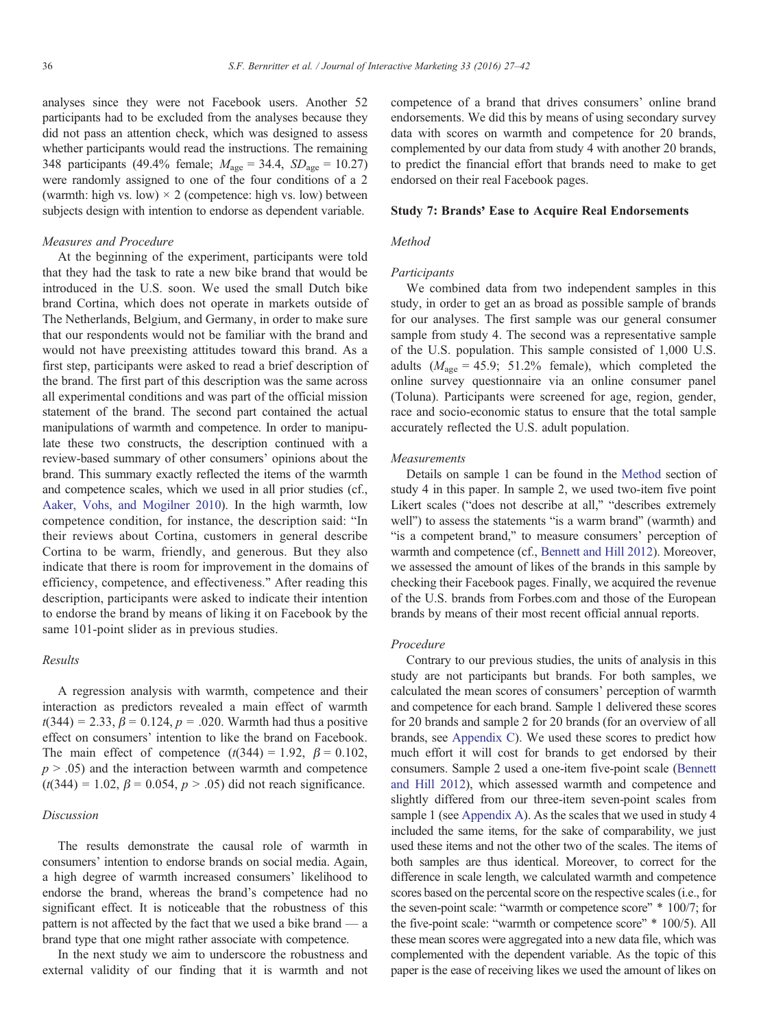analyses since they were not Facebook users. Another 52 participants had to be excluded from the analyses because they did not pass an attention check, which was designed to assess whether participants would read the instructions. The remaining 348 participants (49.4% female; $M_{age}$ = 34.4, $SD_{age}$ = 10.27) were randomly assigned to one of the four conditions of a 2 (warmth: high vs. low) × 2 (competence: high vs. low) between subjects design with intention to endorse as dependent variable.

### *Measures and Procedure*

At the beginning of the experiment, participants were told that they had the task to rate a new bike brand that would be introduced in the U.S. soon. We used the small Dutch bike brand Cortina, which does not operate in markets outside of The Netherlands, Belgium, and Germany, in order to make sure that our respondents would not be familiar with the brand and would not have preexisting attitudes toward this brand. As a first step, participants were asked to read a brief description of the brand. The first part of this description was the same across all experimental conditions and was part of the official mission statement of the brand. The second part contained the actual manipulations of warmth and competence. In order to manipulate these two constructs, the description continued with a review-based summary of other consumers' opinions about the brand. This summary exactly reflected the items of the warmth and competence scales, which we used in all prior studies (cf., Aaker, Vohs, and Mogilner 2010). In the high warmth, low competence condition, for instance, the description said: "In their reviews about Cortina, customers in general describe Cortina to be warm, friendly, and generous. But they also indicate that there is room for improvement in the domains of efficiency, competence, and effectiveness." After reading this description, participants were asked to indicate their intention to endorse the brand by means of liking it on Facebook by the same 101-point slider as in previous studies.

### *Results*

A regression analysis with warmth, competence and their interaction as predictors revealed a main effect of warmth $t(344) = 2.33$, $\beta = 0.124$, $p = .020$. Warmth had thus a positive effect on consumers' intention to like the brand on Facebook. The main effect of competence ($t(344) = 1.92$, $\beta = 0.102$, $p > .05$) and the interaction between warmth and competence ($t(344) = 1.02$, $\beta = 0.054$, $p > .05$) did not reach significance.

### *Discussion*

The results demonstrate the causal role of warmth in consumers' intention to endorse brands on social media. Again, a high degree of warmth increased consumers' likelihood to endorse the brand, whereas the brand's competence had no significant effect. It is noticeable that the robustness of this pattern is not affected by the fact that we used a bike brand — a brand type that one might rather associate with competence.

In the next study we aim to underscore the robustness and external validity of our finding that it is warmth and not competence of a brand that drives consumers' online brand endorsements. We did this by means of using secondary survey data with scores on warmth and competence for 20 brands, complemented by our data from study 4 with another 20 brands, to predict the financial effort that brands need to make to get endorsed on their real Facebook pages.

## Study 7: Brands' Ease to Acquire Real Endorsements

### *Method*

### *Participants*

We combined data from two independent samples in this study, in order to get an as broad as possible sample of brands for our analyses. The first sample was our general consumer sample from study 4. The second was a representative sample of the U.S. population. This sample consisted of 1,000 U.S. adults ($M_{age}$ = 45.9; 51.2% female), which completed the online survey questionnaire via an online consumer panel (Toluna). Participants were screened for age, region, gender, race and socio-economic status to ensure that the total sample accurately reflected the U.S. adult population.

### *Measurements*

Details on sample 1 can be found in the Method section of study 4 in this paper. In sample 2, we used two-item five point Likert scales ("does not describe at all," "describes extremely well") to assess the statements "is a warm brand" (warmth) and "is a competent brand," to measure consumers' perception of warmth and competence (cf., Bennett and Hill 2012). Moreover, we assessed the amount of likes of the brands in this sample by checking their Facebook pages. Finally, we acquired the revenue of the U.S. brands from Forbes.com and those of the European brands by means of their most recent official annual reports.

### *Procedure*

Contrary to our previous studies, the units of analysis in this study are not participants but brands. For both samples, we calculated the mean scores of consumers' perception of warmth and competence for each brand. Sample 1 delivered these scores for 20 brands and sample 2 for 20 brands (for an overview of all brands, see Appendix C). We used these scores to predict how much effort it will cost for brands to get endorsed by their consumers. Sample 2 used a one-item five-point scale (Bennett and Hill 2012), which assessed warmth and competence and slightly differed from our three-item seven-point scales from sample 1 (see Appendix A). As the scales that we used in study 4 included the same items, for the sake of comparability, we just used these items and not the other two of the scales. The items of both samples are thus identical. Moreover, to correct for the difference in scale length, we calculated warmth and competence scores based on the percental score on the respective scales (i.e., for the seven-point scale: "warmth or competence score" * 100/7; for the five-point scale: "warmth or competence score" * 100/5). All these mean scores were aggregated into a new data file, which was complemented with the dependent variable. As the topic of this paper is the ease of receiving likes we used the amount of likes on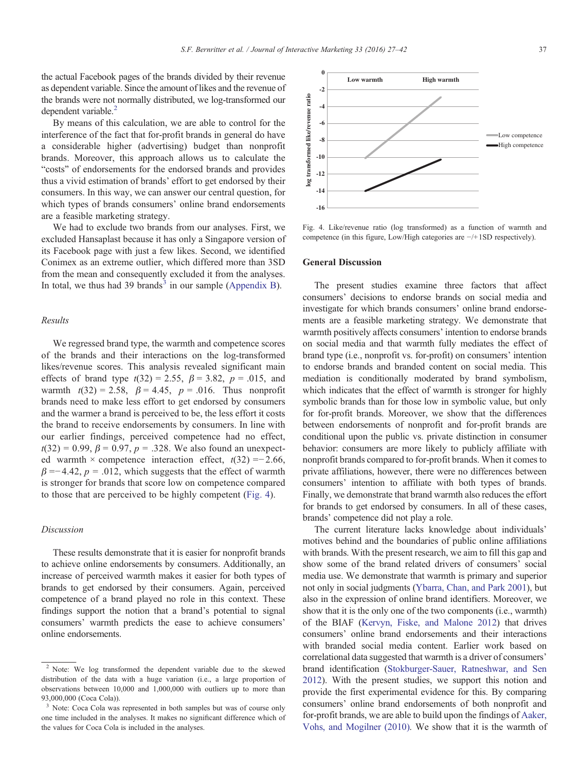the actual Facebook pages of the brands divided by their revenue as dependent variable. Since the amount of likes and the revenue of the brands were not normally distributed, we log-transformed our dependent variable.[2]

By means of this calculation, we are able to control for the interference of the fact that for-profit brands in general do have a considerable higher (advertising) budget than nonprofit brands. Moreover, this approach allows us to calculate the "costs" of endorsements for the endorsed brands and provides thus a vivid estimation of brands' effort to get endorsed by their consumers. In this way, we can answer our central question, for which types of brands consumers' online brand endorsements are a feasible marketing strategy.

We had to exclude two brands from our analyses. First, we excluded Hansaplast because it has only a Singapore version of its Facebook page with just a few likes. Second, we identified Conimex as an extreme outlier, which differed more than 3SD from the mean and consequently excluded it from the analyses. In total, we thus had 39 brands[3] in our sample (Appendix B).

### Results

We regressed brand type, the warmth and competence scores of the brands and their interactions on the log-transformed likes/revenue scores. This analysis revealed significant main effects of brand type $t(32) = 2.55$, $\beta = 3.82$, $p = .015$, and warmth $t(32) = 2.58$, $\beta = 4.45$, $p = .016$. Thus nonprofit brands need to make less effort to get endorsed by consumers and the warmer a brand is perceived to be, the less effort it costs the brand to receive endorsements by consumers. In line with our earlier findings, perceived competence had no effect, $t(32) = 0.99$, $\beta = 0.97$, $p = .328$. We also found an unexpected warmth × competence interaction effect, $t(32) = -2.66$, $\beta = -4.42$, $p = .012$, which suggests that the effect of warmth is stronger for brands that score low on competence compared to those that are perceived to be highly competent (Fig. 4).

### Discussion

These results demonstrate that it is easier for nonprofit brands to achieve online endorsements by consumers. Additionally, an increase of perceived warmth makes it easier for both types of brands to get endorsed by their consumers. Again, perceived competence of a brand played no role in this context. These findings support the notion that a brand's potential to signal consumers' warmth predicts the ease to achieve consumers' online endorsements.

log transformed like/revenue ratio

0
-2
-4
-6
-8
-10
-12
-14
-16

Low warmth
High warmth

Low competence
High competence

Fig. 4. Like/revenue ratio (log transformed) as a function of warmth and competence (in this figure, Low/High categories are −/+1SD respectively).

## General Discussion

The present studies examine three factors that affect consumers' decisions to endorse brands on social media and investigate for which brands consumers' online brand endorsements are a feasible marketing strategy. We demonstrate that warmth positively affects consumers' intention to endorse brands on social media and that warmth fully mediates the effect of brand type (i.e., nonprofit vs. for-profit) on consumers' intention to endorse brands and branded content on social media. This mediation is conditionally moderated by brand symbolism, which indicates that the effect of warmth is stronger for highly symbolic brands than for those low in symbolic value, but only for for-profit brands. Moreover, we show that the differences between endorsements of nonprofit and for-profit brands are conditional upon the public vs. private distinction in consumer behavior: consumers are more likely to publicly affiliate with nonprofit brands compared to for-profit brands. When it comes to private affiliations, however, there were no differences between consumers' intention to affiliate with both types of brands. Finally, we demonstrate that brand warmth also reduces the effort for brands to get endorsed by consumers. In all of these cases, brands' competence did not play a role.

The current literature lacks knowledge about individuals' motives behind and the boundaries of public online affiliations with brands. With the present research, we aim to fill this gap and show some of the brand related drivers of consumers' social media use. We demonstrate that warmth is primary and superior not only in social judgments (Ybarra, Chan, and Park 2001), but also in the expression of online brand identifiers. Moreover, we show that it is the only one of the two components (i.e., warmth) of the BIAF (Kervyn, Fiske, and Malone 2012) that drives consumers' online brand endorsements and their interactions with branded social media content. Earlier work based on correlational data suggested that warmth is a driver of consumers' brand identification (Stokburger-Sauer, Ratneshwar, and Sen 2012). With the present studies, we support this notion and provide the first experimental evidence for this. By comparing consumers' online brand endorsements of both nonprofit and for-profit brands, we are able to build upon the findings of Aaker, Vohs, and Mogilner (2010). We show that it is the warmth of

---

[2] Note: We log transformed the dependent variable due to the skewed distribution of the data with a huge variation (i.e., a large proportion of observations between 10,000 and 1,000,000 with outliers up to more than 93,000,000 (Coca Cola)).

[3] Note: Coca Cola was represented in both samples but was of course only one time included in the analyses. It makes no significant difference which of the values for Coca Cola is included in the analyses.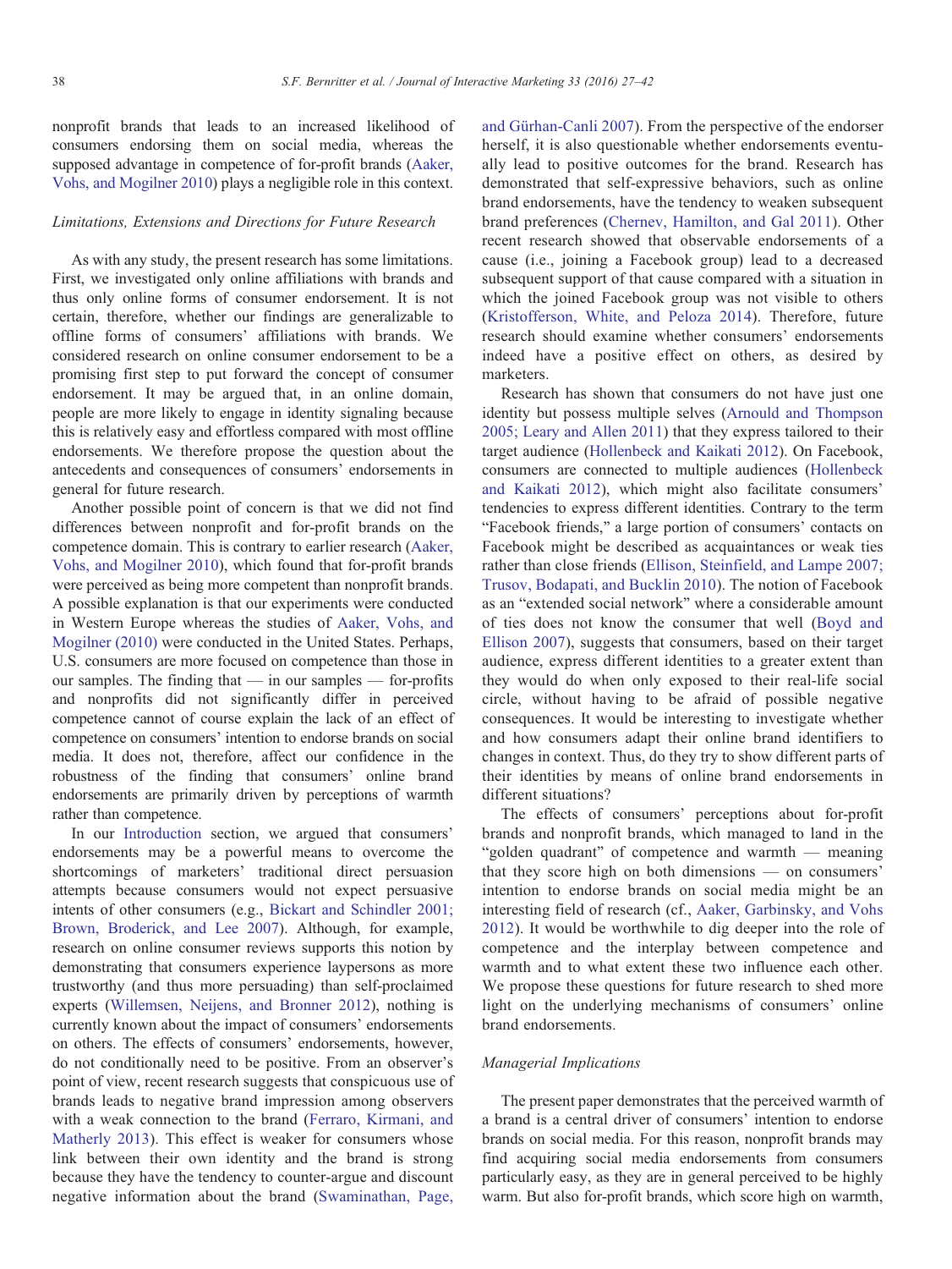nonprofit brands that leads to an increased likelihood of consumers endorsing them on social media, whereas the supposed advantage in competence of for-profit brands (Aaker, Vohs, and Mogilner 2010) plays a negligible role in this context.

### *Limitations, Extensions and Directions for Future Research*

As with any study, the present research has some limitations. First, we investigated only online affiliations with brands and thus only online forms of consumer endorsement. It is not certain, therefore, whether our findings are generalizable to offline forms of consumers' affiliations with brands. We considered research on online consumer endorsement to be a promising first step to put forward the concept of consumer endorsement. It may be argued that, in an online domain, people are more likely to engage in identity signaling because this is relatively easy and effortless compared with most offline endorsements. We therefore propose the question about the antecedents and consequences of consumers' endorsements in general for future research.

Another possible point of concern is that we did not find differences between nonprofit and for-profit brands on the competence domain. This is contrary to earlier research (Aaker, Vohs, and Mogilner 2010), which found that for-profit brands were perceived as being more competent than nonprofit brands. A possible explanation is that our experiments were conducted in Western Europe whereas the studies of Aaker, Vohs, and Mogilner (2010) were conducted in the United States. Perhaps, U.S. consumers are more focused on competence than those in our samples. The finding that — in our samples — for-profits and nonprofits did not significantly differ in perceived competence cannot of course explain the lack of an effect of competence on consumers' intention to endorse brands on social media. It does not, therefore, affect our confidence in the robustness of the finding that consumers' online brand endorsements are primarily driven by perceptions of warmth rather than competence.

In our Introduction section, we argued that consumers' endorsements may be a powerful means to overcome the shortcomings of marketers' traditional direct persuasion attempts because consumers would not expect persuasive intents of other consumers (e.g., Bickart and Schindler 2001; Brown, Broderick, and Lee 2007). Although, for example, research on online consumer reviews supports this notion by demonstrating that consumers experience laypersons as more trustworthy (and thus more persuading) than self-proclaimed experts (Willemsen, Neijens, and Bronner 2012), nothing is currently known about the impact of consumers' endorsements on others. The effects of consumers' endorsements, however, do not conditionally need to be positive. From an observer's point of view, recent research suggests that conspicuous use of brands leads to negative brand impression among observers with a weak connection to the brand (Ferraro, Kirmani, and Matherly 2013). This effect is weaker for consumers whose link between their own identity and the brand is strong because they have the tendency to counter-argue and discount negative information about the brand (Swaminathan, Page, and Gürhan-Canli 2007). From the perspective of the endorser herself, it is also questionable whether endorsements eventually lead to positive outcomes for the brand. Research has demonstrated that self-expressive behaviors, such as online brand endorsements, have the tendency to weaken subsequent brand preferences (Chernev, Hamilton, and Gal 2011). Other recent research showed that observable endorsements of a cause (i.e., joining a Facebook group) lead to a decreased subsequent support of that cause compared with a situation in which the joined Facebook group was not visible to others (Kristofferson, White, and Peloza 2014). Therefore, future research should examine whether consumers' endorsements indeed have a positive effect on others, as desired by marketers.

Research has shown that consumers do not have just one identity but possess multiple selves (Arnould and Thompson 2005; Leary and Allen 2011) that they express tailored to their target audience (Hollenbeck and Kaikati 2012). On Facebook, consumers are connected to multiple audiences (Hollenbeck and Kaikati 2012), which might also facilitate consumers' tendencies to express different identities. Contrary to the term "Facebook friends," a large portion of consumers' contacts on Facebook might be described as acquaintances or weak ties rather than close friends (Ellison, Steinfield, and Lampe 2007; Trusov, Bodapati, and Bucklin 2010). The notion of Facebook as an "extended social network" where a considerable amount of ties does not know the consumer that well (Boyd and Ellison 2007), suggests that consumers, based on their target audience, express different identities to a greater extent than they would do when only exposed to their real-life social circle, without having to be afraid of possible negative consequences. It would be interesting to investigate whether and how consumers adapt their online brand identifiers to changes in context. Thus, do they try to show different parts of their identities by means of online brand endorsements in different situations?

The effects of consumers' perceptions about for-profit brands and nonprofit brands, which managed to land in the "golden quadrant" of competence and warmth — meaning that they score high on both dimensions — on consumers' intention to endorse brands on social media might be an interesting field of research (cf., Aaker, Garbinsky, and Vohs 2012). It would be worthwhile to dig deeper into the role of competence and the interplay between competence and warmth and to what extent these two influence each other. We propose these questions for future research to shed more light on the underlying mechanisms of consumers' online brand endorsements.

### *Managerial Implications*

The present paper demonstrates that the perceived warmth of a brand is a central driver of consumers' intention to endorse brands on social media. For this reason, nonprofit brands may find acquiring social media endorsements from consumers particularly easy, as they are in general perceived to be highly warm. But also for-profit brands, which score high on warmth,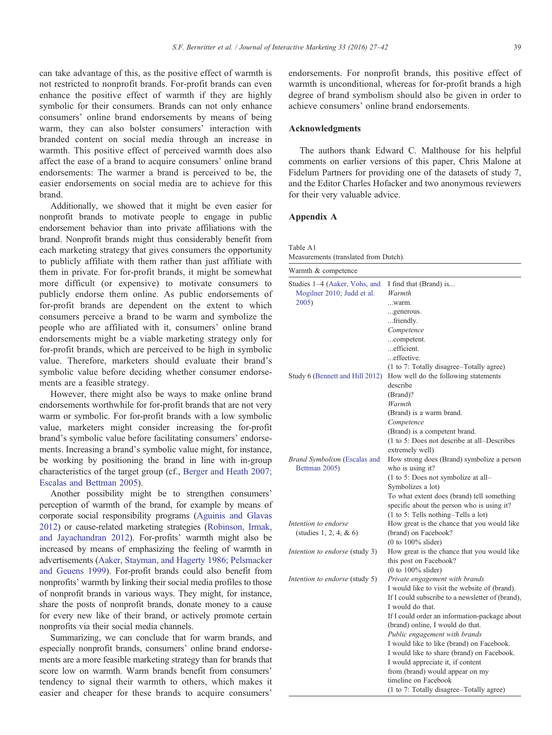can take advantage of this, as the positive effect of warmth is not restricted to nonprofit brands. For-profit brands can even enhance the positive effect of warmth if they are highly symbolic for their consumers. Brands can not only enhance consumers' online brand endorsements by means of being warm, they can also bolster consumers' interaction with branded content on social media through an increase in warmth. This positive effect of perceived warmth does also affect the ease of a brand to acquire consumers' online brand endorsements: The warmer a brand is perceived to be, the easier endorsements on social media are to achieve for this brand.

Additionally, we showed that it might be even easier for nonprofit brands to motivate people to engage in public endorsement behavior than into private affiliations with the brand. Nonprofit brands might thus considerably benefit from each marketing strategy that gives consumers the opportunity to publicly affiliate with them rather than just affiliate with them in private. For for-profit brands, it might be somewhat more difficult (or expensive) to motivate consumers to publicly endorse them online. As public endorsements of for-profit brands are dependent on the extent to which consumers perceive a brand to be warm and symbolize the people who are affiliated with it, consumers' online brand endorsements might be a viable marketing strategy only for for-profit brands, which are perceived to be high in symbolic value. Therefore, marketers should evaluate their brand's symbolic value before deciding whether consumer endorsements are a feasible strategy.

However, there might also be ways to make online brand endorsements worthwhile for for-profit brands that are not very warm or symbolic. For for-profit brands with a low symbolic value, marketers might consider increasing the for-profit brand's symbolic value before facilitating consumers' endorsements. Increasing a brand's symbolic value might, for instance, be working by positioning the brand in line with in-group characteristics of the target group (cf., Berger and Heath 2007; Escalas and Bettman 2005).

Another possibility might be to strengthen consumers' perception of warmth of the brand, for example by means of corporate social responsibility programs (Aguinis and Glavas 2012) or cause-related marketing strategies (Robinson, Irmak, and Jayachandran 2012). For-profits' warmth might also be increased by means of emphasizing the feeling of warmth in advertisements (Aaker, Stayman, and Hagerty 1986; Pelsmacker and Geuens 1999). For-profit brands could also benefit from nonprofits' warmth by linking their social media profiles to those of nonprofit brands in various ways. They might, for instance, share the posts of nonprofit brands, donate money to a cause for every new like of their brand, or actively promote certain nonprofits via their social media channels.

Summarizing, we can conclude that for warm brands, and especially nonprofit brands, consumers' online brand endorsements are a more feasible marketing strategy than for brands that score low on warmth. Warm brands benefit from consumers' tendency to signal their warmth to others, which makes it easier and cheaper for these brands to acquire consumers' endorsements. For nonprofit brands, this positive effect of warmth is unconditional, whereas for for-profit brands a high degree of brand symbolism should also be given in order to achieve consumers' online brand endorsements.

## Acknowledgments

The authors thank Edward C. Malthouse for his helpful comments on earlier versions of this paper, Chris Malone at Fidelum Partners for providing one of the datasets of study 7, and the Editor Charles Hofacker and two anonymous reviewers for their very valuable advice.

## Appendix A

Table A1
Measurements (translated from Dutch).

| Warmth & competence | |
|---|---|
| Studies 1–4 (Aaker, Vohs, and Mogilner 2010; Judd et al. 2005) | I find that (Brand) is… <br> *Warmth* <br> …warm. <br> …generous. <br> …friendly. <br> *Competence* <br> …competent. <br> …efficient. <br> …effective. <br> (1 to 7: Totally disagree–Totally agree) |
| Study 6 (Bennett and Hill 2012) | How well do the following statements describe (Brand)? <br> *Warmth* <br> (Brand) is a warm brand. <br> *Competence* <br> (Brand) is a competent brand. <br> (1 to 5: Does not describe at all–Describes extremely well) |
| *Brand Symbolism* (Escalas and Bettman 2005) | How strong does (Brand) symbolize a person who is using it? <br> (1 to 5: Does not symbolize at all–Symbolizes a lot) <br> To what extent does (brand) tell something specific about the person who is using it? <br> (1 to 5: Tells nothing–Tells a lot) |
| *Intention to endorse* (studies 1, 2, 4, & 6) | How great is the chance that you would like (brand) on Facebook? <br> (0 to 100% slider) |
| *Intention to endorse* (study 3) | How great is the chance that you would like this post on Facebook? <br> (0 to 100% slider) |
| *Intention to endorse* (study 5) | *Private engagement with brands* <br> I would like to visit the website of (brand). <br> If I could subscribe to a newsletter of (brand), I would do that. <br> If I could order an information-package about (brand) online, I would do that. <br> *Public engagement with brands* <br> I would like to like (brand) on Facebook. <br> I would like to share (brand) on Facebook. <br> I would appreciate it, if content from (brand) would appear on my timeline on Facebook <br> (1 to 7: Totally disagree–Totally agree) |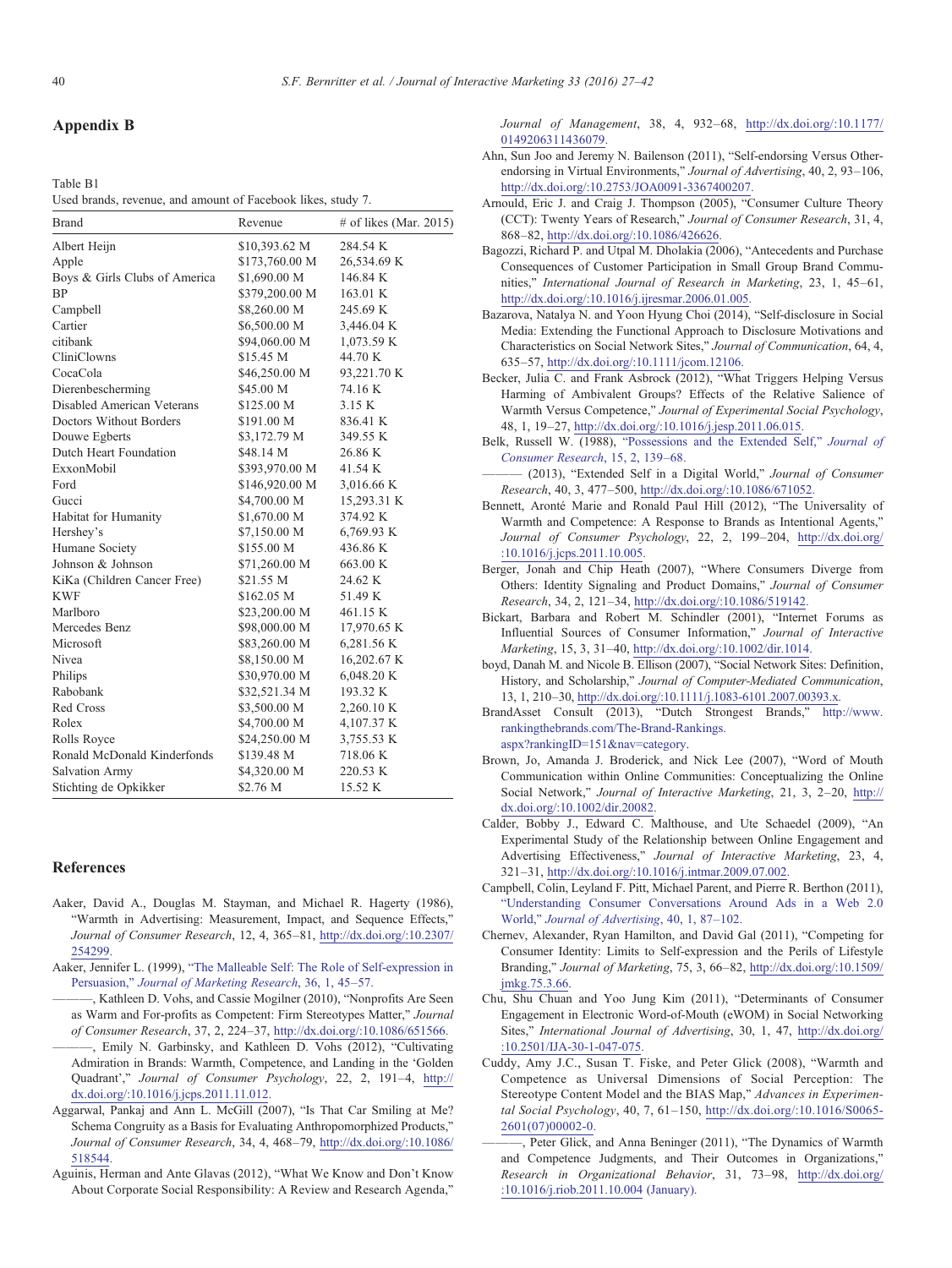## Appendix B

Table B1
Used brands, revenue, and amount of Facebook likes, study 7.

| Brand | Revenue | # of likes (Mar. 2015) |
|---|---|---|
| Albert Heijn | $10,393.62 M | 284.54 K |
| Apple | $173,760.00 M | 26,534.69 K |
| Boys & Girls Clubs of America | $1,690.00 M | 146.84 K |
| BP | $379,200.00 M | 163.01 K |
| Campbell | $8,260.00 M | 245.69 K |
| Cartier | $6,500.00 M | 3,446.04 K |
| citibank | $94,060.00 M | 1,073.59 K |
| CliniClowns | $15.45 M | 44.70 K |
| CocaCola | $46,250.00 M | 93,221.70 K |
| Dierenbescherming | $45.00 M | 74.16 K |
| Disabled American Veterans | $125.00 M | 3.15 K |
| Doctors Without Borders | $191.00 M | 836.41 K |
| Douwe Egberts | $3,172.79 M | 349.55 K |
| Dutch Heart Foundation | $48.14 M | 26.86 K |
| ExxonMobil | $393,970.00 M | 41.54 K |
| Ford | $146,920.00 M | 3,016.66 K |
| Gucci | $4,700.00 M | 15,293.31 K |
| Habitat for Humanity | $1,670.00 M | 374.92 K |
| Hershey's | $7,150.00 M | 6,769.93 K |
| Humane Society | $155.00 M | 436.86 K |
| Johnson & Johnson | $71,260.00 M | 663.00 K |
| KiKa (Children Cancer Free) | $21.55 M | 24.62 K |
| KWF | $162.05 M | 51.49 K |
| Marlboro | $23,200.00 M | 461.15 K |
| Mercedes Benz | $98,000.00 M | 17,970.65 K |
| Microsoft | $83,260.00 M | 6,281.56 K |
| Nivea | $8,150.00 M | 16,202.67 K |
| Philips | $30,970.00 M | 6,048.20 K |
| Rabobank | $32,521.34 M | 193.32 K |
| Red Cross | $3,500.00 M | 2,260.10 K |
| Rolex | $4,700.00 M | 4,107.37 K |
| Rolls Royce | $24,250.00 M | 3,755.53 K |
| Ronald McDonald Kinderfonds | $139.48 M | 718.06 K |
| Salvation Army | $4,320.00 M | 220.53 K |
| Stichting de Opkikker | $2.76 M | 15.52 K |

## References

Aaker, David A., Douglas M. Stayman, and Michael R. Hagerty (1986), "Warmth in Advertising: Measurement, Impact, and Sequence Effects," *Journal of Consumer Research*, 12, 4, 365–81, http://dx.doi.org/:10.2307/254299.

Aaker, Jennifer L. (1999), "The Malleable Self: The Role of Self-expression in Persuasion," *Journal of Marketing Research*, 36, 1, 45–57.

———, Kathleen D. Vohs, and Cassie Mogilner (2010), "Nonprofits Are Seen as Warm and For-profits as Competent: Firm Stereotypes Matter," *Journal of Consumer Research*, 37, 2, 224–37, http://dx.doi.org/:10.1086/651566.

———, Emily N. Garbinsky, and Kathleen D. Vohs (2012), "Cultivating Admiration in Brands: Warmth, Competence, and Landing in the 'Golden Quadrant'," *Journal of Consumer Psychology*, 22, 2, 191–4, http://dx.doi.org/:10.1016/j.jcps.2011.11.012.

Aggarwal, Pankaj and Ann L. McGill (2007), "Is That Car Smiling at Me? Schema Congruity as a Basis for Evaluating Anthropomorphized Products," *Journal of Consumer Research*, 34, 4, 468–79, http://dx.doi.org/:10.1086/518544.

Aguinis, Herman and Ante Glavas (2012), "What We Know and Don't Know About Corporate Social Responsibility: A Review and Research Agenda," *Journal of Management*, 38, 4, 932–68, http://dx.doi.org/:10.1177/0149206311436079.

Ahn, Sun Joo and Jeremy N. Bailenson (2011), "Self-endorsing Versus Other-endorsing in Virtual Environments," *Journal of Advertising*, 40, 2, 93–106, http://dx.doi.org/:10.2753/JOA0091-3367400207.

Arnould, Eric J. and Craig J. Thompson (2005), "Consumer Culture Theory (CCT): Twenty Years of Research," *Journal of Consumer Research*, 31, 4, 868–82, http://dx.doi.org/:10.1086/426626.

Bagozzi, Richard P. and Utpal M. Dholakia (2006), "Antecedents and Purchase Consequences of Customer Participation in Small Group Brand Communities," *International Journal of Research in Marketing*, 23, 1, 45–61, http://dx.doi.org/:10.1016/j.ijresmar.2006.01.005.

Bazarova, Natalya N. and Yoon Hyung Choi (2014), "Self-disclosure in Social Media: Extending the Functional Approach to Disclosure Motivations and Characteristics on Social Network Sites," *Journal of Communication*, 64, 4, 635–57, http://dx.doi.org/:10.1111/jcom.12106.

Becker, Julia C. and Frank Asbrock (2012), "What Triggers Helping Versus Harming of Ambivalent Groups? Effects of the Relative Salience of Warmth Versus Competence," *Journal of Experimental Social Psychology*, 48, 1, 19–27, http://dx.doi.org/:10.1016/j.jesp.2011.06.015.

Belk, Russell W. (1988), "Possessions and the Extended Self," *Journal of Consumer Research*, 15, 2, 139–68.

——— (2013), "Extended Self in a Digital World," *Journal of Consumer Research*, 40, 3, 477–500, http://dx.doi.org/:10.1086/671052.

Bennett, Aronté Marie and Ronald Paul Hill (2012), "The Universality of Warmth and Competence: A Response to Brands as Intentional Agents," *Journal of Consumer Psychology*, 22, 2, 199–204, http://dx.doi.org/:10.1016/j.jcps.2011.10.005.

Berger, Jonah and Chip Heath (2007), "Where Consumers Diverge from Others: Identity Signaling and Product Domains," *Journal of Consumer Research*, 34, 2, 121–34, http://dx.doi.org/:10.1086/519142.

Bickart, Barbara and Robert M. Schindler (2001), "Internet Forums as Influential Sources of Consumer Information," *Journal of Interactive Marketing*, 15, 3, 31–40, http://dx.doi.org/:10.1002/dir.1014.

boyd, Danah M. and Nicole B. Ellison (2007), "Social Network Sites: Definition, History, and Scholarship," *Journal of Computer-Mediated Communication*, 13, 1, 210–30, http://dx.doi.org/:10.1111/j.1083-6101.2007.00393.x.

BrandAsset Consult (2013), "Dutch Strongest Brands," http://www.rankingthebrands.com/The-Brand-Rankings.aspx?rankingID=151&nav=category.

Brown, Jo, Amanda J. Broderick, and Nick Lee (2007), "Word of Mouth Communication within Online Communities: Conceptualizing the Online Social Network," *Journal of Interactive Marketing*, 21, 3, 2–20, http://dx.doi.org/:10.1002/dir.20082.

Calder, Bobby J., Edward C. Malthouse, and Ute Schaedel (2009), "An Experimental Study of the Relationship between Online Engagement and Advertising Effectiveness," *Journal of Interactive Marketing*, 23, 4, 321–31, http://dx.doi.org/:10.1016/j.intmar.2009.07.002.

Campbell, Colin, Leyland F. Pitt, Michael Parent, and Pierre R. Berthon (2011), "Understanding Consumer Conversations Around Ads in a Web 2.0 World," *Journal of Advertising*, 40, 1, 87–102.

Chernev, Alexander, Ryan Hamilton, and David Gal (2011), "Competing for Consumer Identity: Limits to Self-expression and the Perils of Lifestyle Branding," *Journal of Marketing*, 75, 3, 66–82, http://dx.doi.org/:10.1509/jmkg.75.3.66.

Chu, Shu Chuan and Yoo Jung Kim (2011), "Determinants of Consumer Engagement in Electronic Word-of-Mouth (eWOM) in Social Networking Sites," *International Journal of Advertising*, 30, 1, 47, http://dx.doi.org/:10.2501/IJA-30-1-047-075.

Cuddy, Amy J.C., Susan T. Fiske, and Peter Glick (2008), "Warmth and Competence as Universal Dimensions of Social Perception: The Stereotype Content Model and the BIAS Map," *Advances in Experimental Social Psychology*, 40, 7, 61–150, http://dx.doi.org/:10.1016/S0065-2601(07)00002-0.

———, Peter Glick, and Anna Beninger (2011), "The Dynamics of Warmth and Competence Judgments, and Their Outcomes in Organizations," *Research in Organizational Behavior*, 31, 73–98, http://dx.doi.org/:10.1016/j.riob.2011.10.004 (January).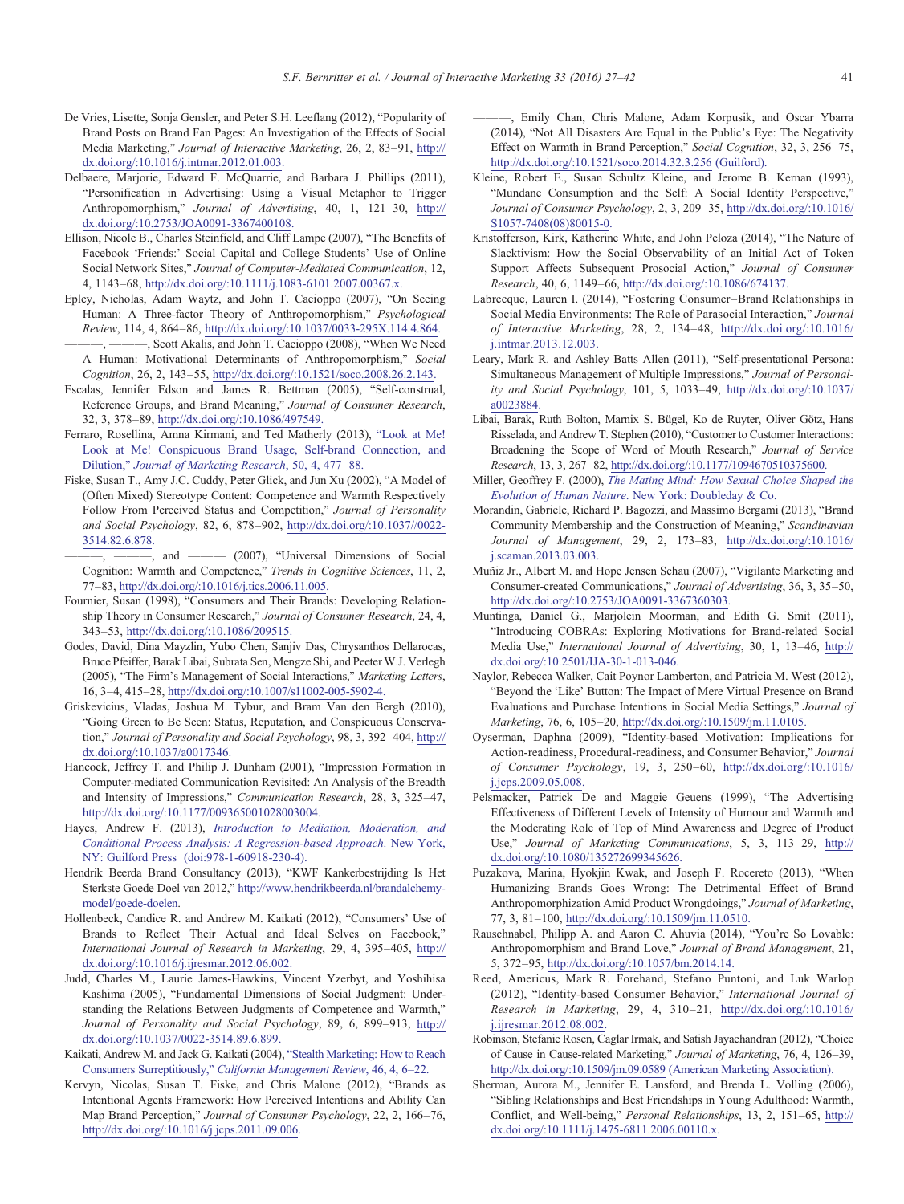De Vries, Lisette, Sonja Gensler, and Peter S.H. Leeflang (2012), "Popularity of Brand Posts on Brand Fan Pages: An Investigation of the Effects of Social Media Marketing," *Journal of Interactive Marketing*, 26, 2, 83–91, http://dx.doi.org/:10.1016/j.intmar.2012.01.003.

Delbaere, Marjorie, Edward F. McQuarrie, and Barbara J. Phillips (2011), "Personification in Advertising: Using a Visual Metaphor to Trigger Anthropomorphism," *Journal of Advertising*, 40, 1, 121–30, http://dx.doi.org/:10.2753/JOA0091-3367400108.

Ellison, Nicole B., Charles Steinfield, and Cliff Lampe (2007), "The Benefits of Facebook 'Friends:' Social Capital and College Students' Use of Online Social Network Sites," *Journal of Computer-Mediated Communication*, 12, 4, 1143–68, http://dx.doi.org/:10.1111/j.1083-6101.2007.00367.x.

Epley, Nicholas, Adam Waytz, and John T. Cacioppo (2007), "On Seeing Human: A Three-factor Theory of Anthropomorphism," *Psychological Review*, 114, 4, 864–86, http://dx.doi.org/:10.1037/0033-295X.114.4.864.

———, ———, Scott Akalis, and John T. Cacioppo (2008), "When We Need A Human: Motivational Determinants of Anthropomorphism," *Social Cognition*, 26, 2, 143–55, http://dx.doi.org/:10.1521/soco.2008.26.2.143.

Escalas, Jennifer Edson and James R. Bettman (2005), "Self-construal, Reference Groups, and Brand Meaning," *Journal of Consumer Research*, 32, 3, 378–89, http://dx.doi.org/:10.1086/497549.

Ferraro, Rosellina, Amna Kirmani, and Ted Matherly (2013), "Look at Me! Look at Me! Conspicuous Brand Usage, Self-brand Connection, and Dilution," *Journal of Marketing Research*, 50, 4, 477–88.

Fiske, Susan T., Amy J.C. Cuddy, Peter Glick, and Jun Xu (2002), "A Model of (Often Mixed) Stereotype Content: Competence and Warmth Respectively Follow From Perceived Status and Competition," *Journal of Personality and Social Psychology*, 82, 6, 878–902, http://dx.doi.org/:10.1037//0022-3514.82.6.878.

———, ———, and ——— (2007), "Universal Dimensions of Social Cognition: Warmth and Competence," *Trends in Cognitive Sciences*, 11, 2, 77–83, http://dx.doi.org/:10.1016/j.tics.2006.11.005.

Fournier, Susan (1998), "Consumers and Their Brands: Developing Relationship Theory in Consumer Research," *Journal of Consumer Research*, 24, 4, 343–53, http://dx.doi.org/:10.1086/209515.

Godes, David, Dina Mayzlin, Yubo Chen, Sanjiv Das, Chrysanthos Dellarocas, Bruce Pfeiffer, Barak Libai, Subrata Sen, Mengze Shi, and Peeter W.J. Verlegh (2005), "The Firm's Management of Social Interactions," *Marketing Letters*, 16, 3–4, 415–28, http://dx.doi.org/:10.1007/s11002-005-5902-4.

Griskevicius, Vladas, Joshua M. Tybur, and Bram Van den Bergh (2010), "Going Green to Be Seen: Status, Reputation, and Conspicuous Conservation," *Journal of Personality and Social Psychology*, 98, 3, 392–404, http://dx.doi.org/:10.1037/a0017346.

Hancock, Jeffrey T. and Philip J. Dunham (2001), "Impression Formation in Computer-mediated Communication Revisited: An Analysis of the Breadth and Intensity of Impressions," *Communication Research*, 28, 3, 325–47, http://dx.doi.org/:10.1177/009365001028003004.

Hayes, Andrew F. (2013), *Introduction to Mediation, Moderation, and Conditional Process Analysis: A Regression-based Approach*. New York, NY: Guilford Press (doi:978-1-60918-230-4).

Hendrik Beerda Brand Consultancy (2013), "KWF Kankerbestrijding Is Het Sterkste Goede Doel van 2012," http://www.hendrikbeerda.nl/brandalchemy-model/goede-doelen.

Hollenbeck, Candice R. and Andrew M. Kaikati (2012), "Consumers' Use of Brands to Reflect Their Actual and Ideal Selves on Facebook," *International Journal of Research in Marketing*, 29, 4, 395–405, http://dx.doi.org/:10.1016/j.ijresmar.2012.06.002.

Judd, Charles M., Laurie James-Hawkins, Vincent Yzerbyt, and Yoshihisa Kashima (2005), "Fundamental Dimensions of Social Judgment: Understanding the Relations Between Judgments of Competence and Warmth," *Journal of Personality and Social Psychology*, 89, 6, 899–913, http://dx.doi.org/:10.1037/0022-3514.89.6.899.

Kaikati, Andrew M. and Jack G. Kaikati (2004), "Stealth Marketing: How to Reach Consumers Surreptitiously," *California Management Review*, 46, 4, 6–22.

Kervyn, Nicolas, Susan T. Fiske, and Chris Malone (2012), "Brands as Intentional Agents Framework: How Perceived Intentions and Ability Can Map Brand Perception," *Journal of Consumer Psychology*, 22, 2, 166–76, http://dx.doi.org/:10.1016/j.jcps.2011.09.006.

———, Emily Chan, Chris Malone, Adam Korpusik, and Oscar Ybarra (2014), "Not All Disasters Are Equal in the Public's Eye: The Negativity Effect on Warmth in Brand Perception," *Social Cognition*, 32, 3, 256–75, http://dx.doi.org/:10.1521/soco.2014.32.3.256 (Guilford).

Kleine, Robert E., Susan Schultz Kleine, and Jerome B. Kernan (1993), "Mundane Consumption and the Self: A Social Identity Perspective," *Journal of Consumer Psychology*, 2, 3, 209–35, http://dx.doi.org/:10.1016/S1057-7408(08)80015-0.

Kristofferson, Kirk, Katherine White, and John Peloza (2014), "The Nature of Slacktivism: How the Social Observability of an Initial Act of Token Support Affects Subsequent Prosocial Action," *Journal of Consumer Research*, 40, 6, 1149–66, http://dx.doi.org/:10.1086/674137.

Labrecque, Lauren I. (2014), "Fostering Consumer–Brand Relationships in Social Media Environments: The Role of Parasocial Interaction," *Journal of Interactive Marketing*, 28, 2, 134–48, http://dx.doi.org/:10.1016/j.intmar.2013.12.003.

Leary, Mark R. and Ashley Batts Allen (2011), "Self-presentational Persona: Simultaneous Management of Multiple Impressions," *Journal of Personality and Social Psychology*, 101, 5, 1033–49, http://dx.doi.org/:10.1037/a0023884.

Libai, Barak, Ruth Bolton, Marnix S. Bügel, Ko de Ruyter, Oliver Götz, Hans Risselada, and Andrew T. Stephen (2010), "Customer to Customer Interactions: Broadening the Scope of Word of Mouth Research," *Journal of Service Research*, 13, 3, 267–82, http://dx.doi.org/:10.1177/1094670510375600.

Miller, Geoffrey F. (2000), *The Mating Mind: How Sexual Choice Shaped the Evolution of Human Nature*. New York: Doubleday & Co.

Morandin, Gabriele, Richard P. Bagozzi, and Massimo Bergami (2013), "Brand Community Membership and the Construction of Meaning," *Scandinavian Journal of Management*, 29, 2, 173–83, http://dx.doi.org/:10.1016/j.scaman.2013.03.003.

Muñiz Jr., Albert M. and Hope Jensen Schau (2007), "Vigilante Marketing and Consumer-created Communications," *Journal of Advertising*, 36, 3, 35–50, http://dx.doi.org/:10.2753/JOA0091-3367360303.

Muntinga, Daniel G., Marjolein Moorman, and Edith G. Smit (2011), "Introducing COBRAs: Exploring Motivations for Brand-related Social Media Use," *International Journal of Advertising*, 30, 1, 13–46, http://dx.doi.org/:10.2501/IJA-30-1-013-046.

Naylor, Rebecca Walker, Cait Poynor Lamberton, and Patricia M. West (2012), "Beyond the 'Like' Button: The Impact of Mere Virtual Presence on Brand Evaluations and Purchase Intentions in Social Media Settings," *Journal of Marketing*, 76, 6, 105–20, http://dx.doi.org/:10.1509/jm.11.0105.

Oyserman, Daphna (2009), "Identity-based Motivation: Implications for Action-readiness, Procedural-readiness, and Consumer Behavior," *Journal of Consumer Psychology*, 19, 3, 250–60, http://dx.doi.org/:10.1016/j.jcps.2009.05.008.

Pelsmacker, Patrick De and Maggie Geuens (1999), "The Advertising Effectiveness of Different Levels of Intensity of Humour and Warmth and the Moderating Role of Top of Mind Awareness and Degree of Product Use," *Journal of Marketing Communications*, 5, 3, 113–29, http://dx.doi.org/:10.1080/135272699345626.

Puzakova, Marina, Hyokjin Kwak, and Joseph F. Rocereto (2013), "When Humanizing Brands Goes Wrong: The Detrimental Effect of Brand Anthropomorphization Amid Product Wrongdoings," *Journal of Marketing*, 77, 3, 81–100, http://dx.doi.org/:10.1509/jm.11.0510.

Rauschnabel, Philipp A. and Aaron C. Ahuvia (2014), "You're So Lovable: Anthropomorphism and Brand Love," *Journal of Brand Management*, 21, 5, 372–95, http://dx.doi.org/:10.1057/bm.2014.14.

Reed, Americus, Mark R. Forehand, Stefano Puntoni, and Luk Warlop (2012), "Identity-based Consumer Behavior," *International Journal of Research in Marketing*, 29, 4, 310–21, http://dx.doi.org/:10.1016/j.ijresmar.2012.08.002.

Robinson, Stefanie Rosen, Caglar Irmak, and Satish Jayachandran (2012), "Choice of Cause in Cause-related Marketing," *Journal of Marketing*, 76, 4, 126–39, http://dx.doi.org/:10.1509/jm.09.0589 (American Marketing Association).

Sherman, Aurora M., Jennifer E. Lansford, and Brenda L. Volling (2006), "Sibling Relationships and Best Friendships in Young Adulthood: Warmth, Conflict, and Well-being," *Personal Relationships*, 13, 2, 151–65, http://dx.doi.org/:10.1111/j.1475-6811.2006.00110.x.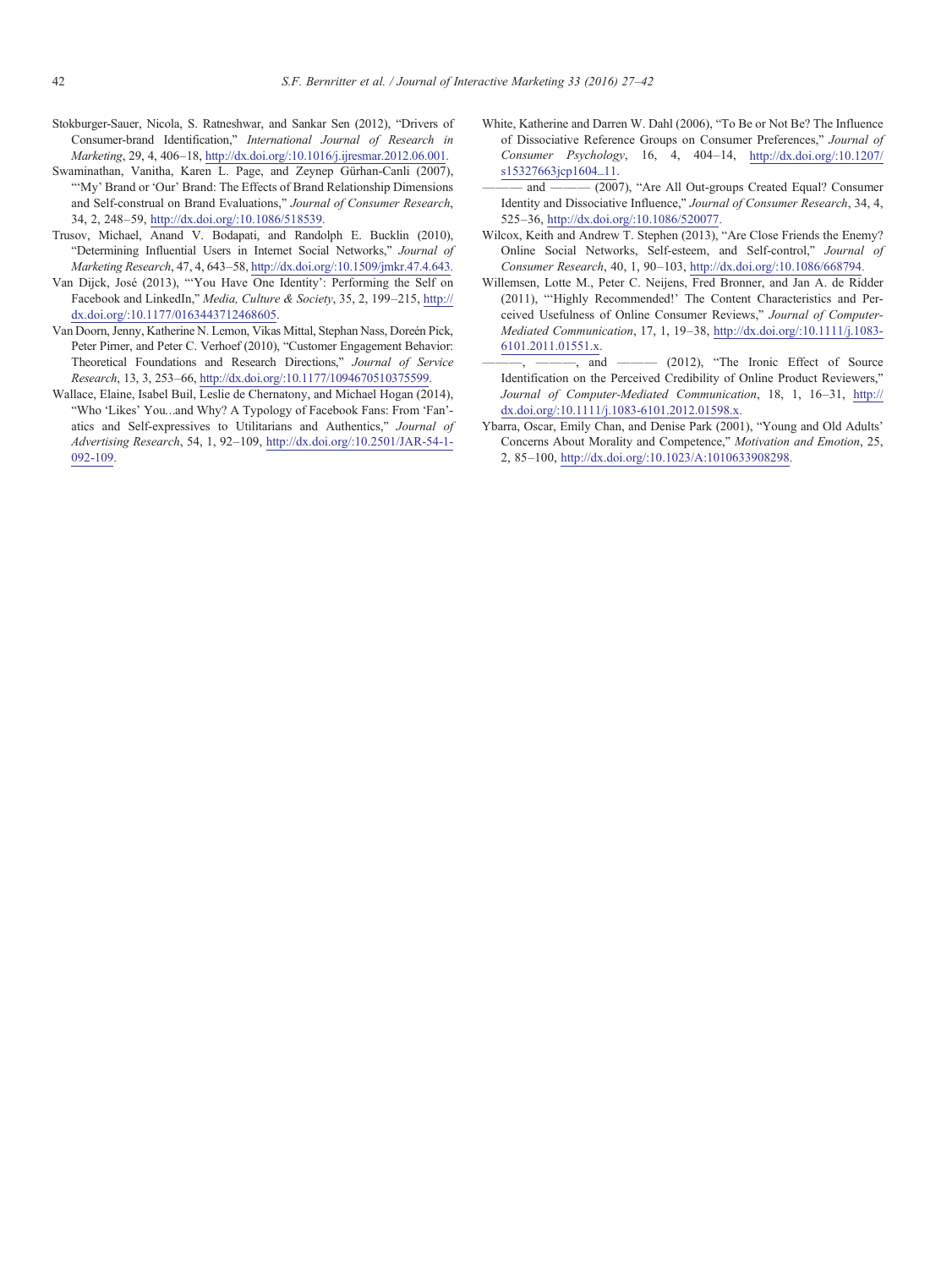Stokburger-Sauer, Nicola, S. Ratneshwar, and Sankar Sen (2012), "Drivers of Consumer-brand Identification," *International Journal of Research in Marketing*, 29, 4, 406–18, http://dx.doi.org/:10.1016/j.ijresmar.2012.06.001.

Swaminathan, Vanitha, Karen L. Page, and Zeynep Gürhan-Canli (2007), "'My' Brand or 'Our' Brand: The Effects of Brand Relationship Dimensions and Self-construal on Brand Evaluations," *Journal of Consumer Research*, 34, 2, 248–59, http://dx.doi.org/:10.1086/518539.

Trusov, Michael, Anand V. Bodapati, and Randolph E. Bucklin (2010), "Determining Influential Users in Internet Social Networks," *Journal of Marketing Research*, 47, 4, 643–58, http://dx.doi.org/:10.1509/jmkr.47.4.643.

Van Dijck, José (2013), "'You Have One Identity': Performing the Self on Facebook and LinkedIn," *Media, Culture & Society*, 35, 2, 199–215, http://dx.doi.org/:10.1177/0163443712468605.

Van Doorn, Jenny, Katherine N. Lemon, Vikas Mittal, Stephan Nass, Doreén Pick, Peter Pirner, and Peter C. Verhoef (2010), "Customer Engagement Behavior: Theoretical Foundations and Research Directions," *Journal of Service Research*, 13, 3, 253–66, http://dx.doi.org/:10.1177/1094670510375599.

Wallace, Elaine, Isabel Buil, Leslie de Chernatony, and Michael Hogan (2014), "Who 'Likes' You…and Why? A Typology of Facebook Fans: From 'Fan'-atics and Self-expressives to Utilitarians and Authentics," *Journal of Advertising Research*, 54, 1, 92–109, http://dx.doi.org/:10.2501/JAR-54-1-092-109.

White, Katherine and Darren W. Dahl (2006), "To Be or Not Be? The Influence of Dissociative Reference Groups on Consumer Preferences," *Journal of Consumer Psychology*, 16, 4, 404–14, http://dx.doi.org/:10.1207/s15327663jcp1604_11.

——— and ——— (2007), "Are All Out-groups Created Equal? Consumer Identity and Dissociative Influence," *Journal of Consumer Research*, 34, 4, 525–36, http://dx.doi.org/:10.1086/520077.

Wilcox, Keith and Andrew T. Stephen (2013), "Are Close Friends the Enemy? Online Social Networks, Self-esteem, and Self-control," *Journal of Consumer Research*, 40, 1, 90–103, http://dx.doi.org/:10.1086/668794.

Willemsen, Lotte M., Peter C. Neijens, Fred Bronner, and Jan A. de Ridder (2011), "'Highly Recommended!' The Content Characteristics and Perceived Usefulness of Online Consumer Reviews," *Journal of Computer-Mediated Communication*, 17, 1, 19–38, http://dx.doi.org/:10.1111/j.1083-6101.2011.01551.x.

———, ———, and ——— (2012), "The Ironic Effect of Source Identification on the Perceived Credibility of Online Product Reviewers," *Journal of Computer-Mediated Communication*, 18, 1, 16–31, http://dx.doi.org/:10.1111/j.1083-6101.2012.01598.x.

Ybarra, Oscar, Emily Chan, and Denise Park (2001), "Young and Old Adults' Concerns About Morality and Competence," *Motivation and Emotion*, 25, 2, 85–100, http://dx.doi.org/:10.1023/A:1010633908298.